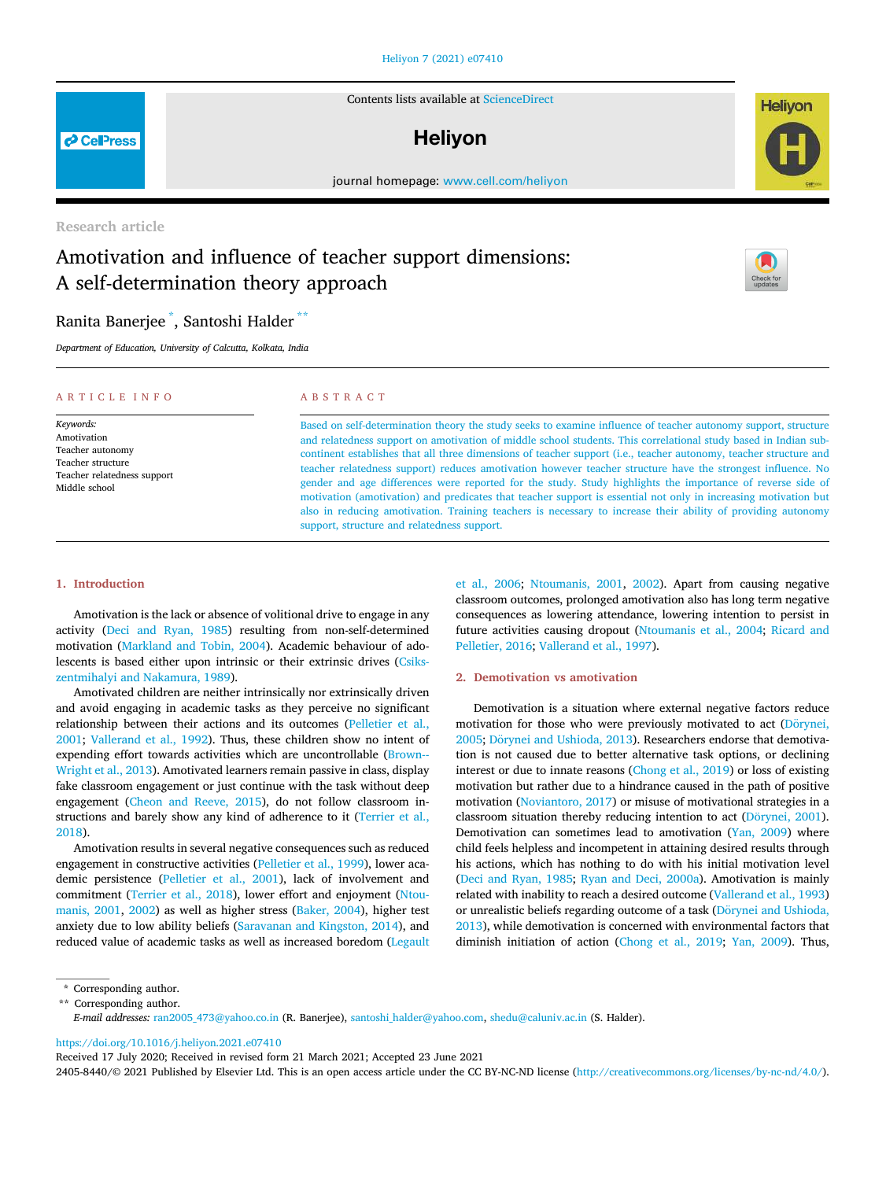Research article

# Amotivation and influence of teacher support dimensions: A self-determination theory approach

Ranita Banerjee [*], Santoshi Halder [**]

*Department of Education, University of Calcutta, Kolkata, India*

## ARTICLE INFO

*Keywords:*
Amotivation
Teacher autonomy
Teacher structure
Teacher relatedness support
Middle school

## ABSTRACT

Based on self-determination theory the study seeks to examine influence of teacher autonomy support, structure and relatedness support on amotivation of middle school students. This correlational study based in Indian sub-continent establishes that all three dimensions of teacher support (i.e., teacher autonomy, teacher structure and teacher relatedness support) reduces amotivation however teacher structure have the strongest influence. No gender and age differences were reported for the study. Study highlights the importance of reverse side of motivation (amotivation) and predicates that teacher support is essential not only in increasing motivation but also in reducing amotivation. Training teachers is necessary to increase their ability of providing autonomy support, structure and relatedness support.

## 1. Introduction

Amotivation is the lack or absence of volitional drive to engage in any activity (Deci and Ryan, 1985) resulting from non-self-determined motivation (Markland and Tobin, 2004). Academic behaviour of adolescents is based either upon intrinsic or their extrinsic drives (Csikszentmihalyi and Nakamura, 1989).

Amotivated children are neither intrinsically nor extrinsically driven and avoid engaging in academic tasks as they perceive no significant relationship between their actions and its outcomes (Pelletier et al., 2001; Vallerand et al., 1992). Thus, these children show no intent of expending effort towards activities which are uncontrollable (Brown-Wright et al., 2013). Amotivated learners remain passive in class, display fake classroom engagement or just continue with the task without deep engagement (Cheon and Reeve, 2015), do not follow classroom instructions and barely show any kind of adherence to it (Terrier et al., 2018).

Amotivation results in several negative consequences such as reduced engagement in constructive activities (Pelletier et al., 1999), lower academic persistence (Pelletier et al., 2001), lack of involvement and commitment (Terrier et al., 2018), lower effort and enjoyment (Ntoumanis, 2001, 2002) as well as higher stress (Baker, 2004), higher test anxiety due to low ability beliefs (Saravanan and Kingston, 2014), and reduced value of academic tasks as well as increased boredom (Legault et al., 2006; Ntoumanis, 2001, 2002). Apart from causing negative classroom outcomes, prolonged amotivation also has long term negative consequences as lowering attendance, lowering intention to persist in future activities causing dropout (Ntoumanis et al., 2004; Ricard and Pelletier, 2016; Vallerand et al., 1997).

## 2. Demotivation vs amotivation

Demotivation is a situation where external negative factors reduce motivation for those who were previously motivated to act (Dörynei, 2005; Dörynei and Ushioda, 2013). Researchers endorse that demotivation is not caused due to better alternative task options, or declining interest or due to innate reasons (Chong et al., 2019) or loss of existing motivation but rather due to a hindrance caused in the path of positive motivation (Noviantoro, 2017) or misuse of motivational strategies in a classroom situation thereby reducing intention to act (Dörynei, 2001). Demotivation can sometimes lead to amotivation (Yan, 2009) where child feels helpless and incompetent in attaining desired results through his actions, which has nothing to do with his initial motivation level (Deci and Ryan, 1985; Ryan and Deci, 2000a). Amotivation is mainly related with inability to reach a desired outcome (Vallerand et al., 1993) or unrealistic beliefs regarding outcome of a task (Dörynei and Ushioda, 2013), while demotivation is concerned with environmental factors that diminish initiation of action (Chong et al., 2019; Yan, 2009). Thus,

---

\* Corresponding author.
\*\* Corresponding author.
*E-mail addresses:* ran2005_473@yahoo.co.in (R. Banerjee), santoshi_halder@yahoo.com, shedu@caluniv.ac.in (S. Halder).

https://doi.org/10.1016/j.heliyon.2021.e07410
Received 17 July 2020; Received in revised form 21 March 2021; Accepted 23 June 2021
2405-8440/© 2021 Published by Elsevier Ltd. This is an open access article under the CC BY-NC-ND license (http://creativecommons.org/licenses/by-nc-nd/4.0/).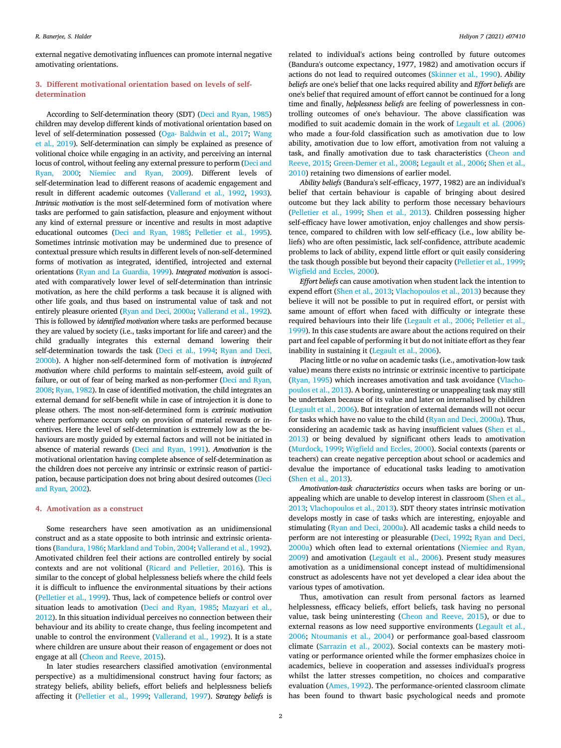external negative demotivating influences can promote internal negative amotivating orientations.

## 3. Different motivational orientation based on levels of self-determination

According to Self-determination theory (SDT) (Deci and Ryan, 1985) children may develop different kinds of motivational orientation based on level of self-determination possessed (Oga- Baldwin et al., 2017; Wang et al., 2019). Self-determination can simply be explained as presence of volitional choice while engaging in an activity, and perceiving an internal locus of control, without feeling any external pressure to perform (Deci and Ryan, 2000; Niemiec and Ryan, 2009). Different levels of self-determination lead to different reasons of academic engagement and result in different academic outcomes (Vallerand et al., 1992, 1993). *Intrinsic motivation* is the most self-determined form of motivation where tasks are performed to gain satisfaction, pleasure and enjoyment without any kind of external pressure or incentive and results in most adaptive educational outcomes (Deci and Ryan, 1985; Pelletier et al., 1995). Sometimes intrinsic motivation may be undermined due to presence of contextual pressure which results in different levels of non-self-determined forms of motivation as integrated, identified, introjected and external orientations (Ryan and La Guardia, 1999). *Integrated motivation* is associated with comparatively lower level of self-determination than intrinsic motivation, as here the child performs a task because it is aligned with other life goals, and thus based on instrumental value of task and not entirely pleasure oriented (Ryan and Deci, 2000a; Vallerand et al., 1992). This is followed by *identified motivation* where tasks are performed because they are valued by society (i.e., tasks important for life and career) and the child gradually integrates this external demand lowering their self-determination towards the task (Deci et al., 1994; Ryan and Deci, 2000b). A higher non-self-determined form of motivation is *introjected motivation* where child performs to maintain self-esteem, avoid guilt of failure, or out of fear of being marked as non-performer (Deci and Ryan, 2008; Ryan, 1982). In case of identified motivation, the child integrates an external demand for self-benefit while in case of introjection it is done to please others. The most non-self-determined form is *extrinsic motivation* where performance occurs only on provision of material rewards or incentives. Here the level of self-determination is extremely low as the behaviours are mostly guided by external factors and will not be initiated in absence of material rewards (Deci and Ryan, 1991). *Amotivation* is the motivational orientation having complete absence of self-determination as the children does not perceive any intrinsic or extrinsic reason of participation, because participation does not bring about desired outcomes (Deci and Ryan, 2002).

## 4. Amotivation as a construct

Some researchers have seen amotivation as an unidimensional construct and as a state opposite to both intrinsic and extrinsic orientations (Bandura, 1986; Markland and Tobin, 2004; Vallerand et al., 1992). Amotivated children feel their actions are controlled entirely by social contexts and are not volitional (Ricard and Pelletier, 2016). This is similar to the concept of global helplessness beliefs where the child feels it is difficult to influence the environmental situations by their actions (Pelletier et al., 1999). Thus, lack of competence beliefs or control over situation leads to amotivation (Deci and Ryan, 1985; Mazyari et al., 2012). In this situation individual perceives no connection between their behaviour and its ability to create change, thus feeling incompetent and unable to control the environment (Vallerand et al., 1992). It is a state where children are unsure about their reason of engagement or does not engage at all (Cheon and Reeve, 2015).

In later studies researchers classified amotivation (environmental perspective) as a multidimensional construct having four factors; as strategy beliefs, ability beliefs, effort beliefs and helplessness beliefs affecting it (Pelletier et al., 1999; Vallerand, 1997). *Strategy beliefs* is related to individual's actions being controlled by future outcomes (Bandura's outcome expectancy, 1977, 1982) and amotivation occurs if actions do not lead to required outcomes (Skinner et al., 1990). *Ability beliefs* are one's belief that one lacks required ability and *Effort beliefs* are one's belief that required amount of effort cannot be continued for a long time and finally, *helplessness beliefs* are feeling of powerlessness in controlling outcomes of one's behaviour. The above classification was modified to suit academic domain in the work of Legault et al. (2006) who made a four-fold classification such as amotivation due to low ability, amotivation due to low effort, amotivation from not valuing a task, and finally amotivation due to task characteristics (Cheon and Reeve, 2015; Green-Demer et al., 2008; Legault et al., 2006; Shen et al., 2010) retaining two dimensions of earlier model.

*Ability beliefs* (Bandura's self-efficacy, 1977, 1982) are an individual's belief that certain behaviour is capable of bringing about desired outcome but they lack ability to perform those necessary behaviours (Pelletier et al., 1999; Shen et al., 2013). Children possessing higher self-efficacy have lower amotivation, enjoy challenges and show persistence, compared to children with low self-efficacy (i.e., low ability beliefs) who are often pessimistic, lack self-confidence, attribute academic problems to lack of ability, expend little effort or quit easily considering the task though possible but beyond their capacity (Pelletier et al., 1999; Wigfield and Eccles, 2000).

*Effort beliefs* can cause amotivation when student lack the intention to expend effort (Shen et al., 2013; Vlachopoulos et al., 2013) because they believe it will not be possible to put in required effort, or persist with same amount of effort when faced with difficulty or integrate these required behaviours into their life (Legault et al., 2006; Pelletier et al., 1999). In this case students are aware about the actions required on their part and feel capable of performing it but do not initiate effort as they fear inability in sustaining it (Legault et al., 2006).

Placing little or no *value* on academic tasks (i.e., amotivation-low task value) means there exists no intrinsic or extrinsic incentive to participate (Ryan, 1995) which increases amotivation and task avoidance (Vlachopoulos et al., 2013). A boring, uninteresting or unappealing task may still be undertaken because of its value and later on internalised by children (Legault et al., 2006). But integration of external demands will not occur for tasks which have no value to the child (Ryan and Deci, 2000a). Thus, considering an academic task as having insufficient values (Shen et al., 2013) or being devalued by significant others leads to amotivation (Murdock, 1999; Wigfield and Eccles, 2000). Social contexts (parents or teachers) can create negative perception about school or academics and devalue the importance of educational tasks leading to amotivation (Shen et al., 2013).

*Amotivation-task characteristics* occurs when tasks are boring or unappealing which are unable to develop interest in classroom (Shen et al., 2013; Vlachopoulos et al., 2013). SDT theory states intrinsic motivation develops mostly in case of tasks which are interesting, enjoyable and stimulating (Ryan and Deci, 2000a). All academic tasks a child needs to perform are not interesting or pleasurable (Deci, 1992; Ryan and Deci, 2000a) which often lead to external orientations (Niemiec and Ryan, 2009) and amotivation (Legault et al., 2006). Present study measures amotivation as a unidimensional concept instead of multidimensional construct as adolescents have not yet developed a clear idea about the various types of amotivation.

Thus, amotivation can result from personal factors as learned helplessness, efficacy beliefs, effort beliefs, task having no personal value, task being uninteresting (Cheon and Reeve, 2015), or due to external reasons as low need supportive environments (Legault et al., 2006; Ntoumanis et al., 2004) or performance goal-based classroom climate (Sarrazin et al., 2002). Social contexts can be mastery motivating or performance oriented while the former emphasizes choice in academics, believe in cooperation and assesses individual's progress whilst the latter stresses competition, no choices and comparative evaluation (Ames, 1992). The performance-oriented classroom climate has been found to thwart basic psychological needs and promote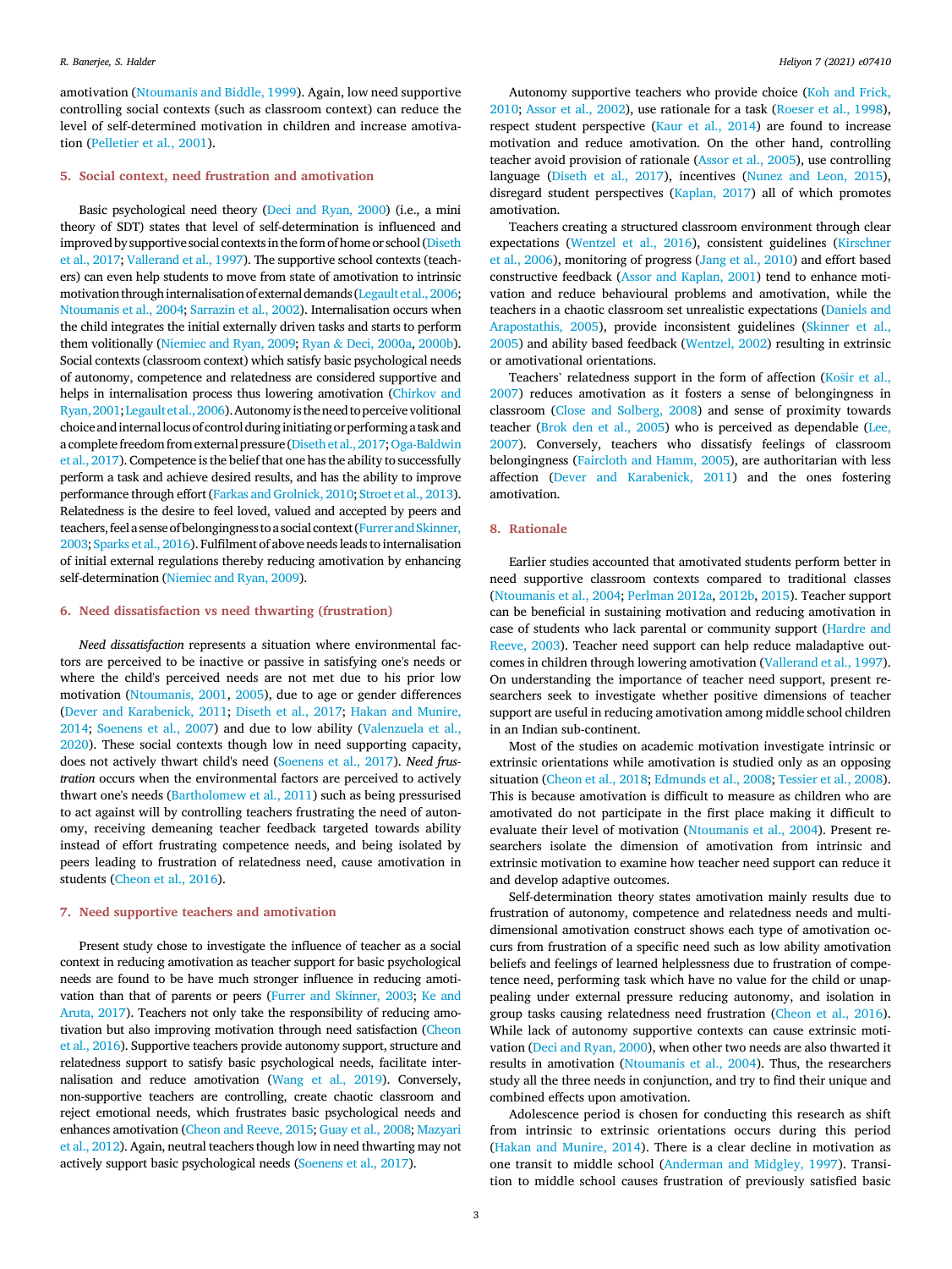amotivation (Ntoumanis and Biddle, 1999). Again, low need supportive controlling social contexts (such as classroom context) can reduce the level of self-determined motivation in children and increase amotivation (Pelletier et al., 2001).

## 5. Social context, need frustration and amotivation

Basic psychological need theory (Deci and Ryan, 2000) (i.e., a mini theory of SDT) states that level of self-determination is influenced and improved by supportive social contexts in the form of home or school (Diseth et al., 2017; Vallerand et al., 1997). The supportive school contexts (teachers) can even help students to move from state of amotivation to intrinsic motivation through internalisation of external demands (Legault et al., 2006; Ntoumanis et al., 2004; Sarrazin et al., 2002). Internalisation occurs when the child integrates the initial externally driven tasks and starts to perform them volitionally (Niemiec and Ryan, 2009; Ryan & Deci, 2000a, 2000b). Social contexts (classroom context) which satisfy basic psychological needs of autonomy, competence and relatedness are considered supportive and helps in internalisation process thus lowering amotivation (Chirkov and Ryan, 2001; Legault et al., 2006). Autonomy is the need to perceive volitional choice and internal locus of control during initiating or performing a task and a complete freedom from external pressure (Diseth et al., 2017; Oga-Baldwin et al., 2017). Competence is the belief that one has the ability to successfully perform a task and achieve desired results, and has the ability to improve performance through effort (Farkas and Grolnick, 2010; Stroet et al., 2013). Relatedness is the desire to feel loved, valued and accepted by peers and teachers, feel a sense of belongingness to a social context (Furrer and Skinner, 2003; Sparks et al., 2016). Fulfilment of above needs leads to internalisation of initial external regulations thereby reducing amotivation by enhancing self-determination (Niemiec and Ryan, 2009).

## 6. Need dissatisfaction vs need thwarting (frustration)

*Need dissatisfaction* represents a situation where environmental factors are perceived to be inactive or passive in satisfying one's needs or where the child's perceived needs are not met due to his prior low motivation (Ntoumanis, 2001, 2005), due to age or gender differences (Dever and Karabenick, 2011; Diseth et al., 2017; Hakan and Munire, 2014; Soenens et al., 2007) and due to low ability (Valenzuela et al., 2020). These social contexts though low in need supporting capacity, does not actively thwart child's need (Soenens et al., 2017). *Need frustration* occurs when the environmental factors are perceived to actively thwart one's needs (Bartholomew et al., 2011) such as being pressurised to act against will by controlling teachers frustrating the need of autonomy, receiving demeaning teacher feedback targeted towards ability instead of effort frustrating competence needs, and being isolated by peers leading to frustration of relatedness need, cause amotivation in students (Cheon et al., 2016).

## 7. Need supportive teachers and amotivation

Present study chose to investigate the influence of teacher as a social context in reducing amotivation as teacher support for basic psychological needs are found to be have much stronger influence in reducing amotivation than that of parents or peers (Furrer and Skinner, 2003; Ke and Aruta, 2017). Teachers not only take the responsibility of reducing amotivation but also improving motivation through need satisfaction (Cheon et al., 2016). Supportive teachers provide autonomy support, structure and relatedness support to satisfy basic psychological needs, facilitate internalisation and reduce amotivation (Wang et al., 2019). Conversely, non-supportive teachers are controlling, create chaotic classroom and reject emotional needs, which frustrates basic psychological needs and enhances amotivation (Cheon and Reeve, 2015; Guay et al., 2008; Mazyari et al., 2012). Again, neutral teachers though low in need thwarting may not actively support basic psychological needs (Soenens et al., 2017).

Autonomy supportive teachers who provide choice (Koh and Frick, 2010; Assor et al., 2002), use rationale for a task (Roeser et al., 1998), respect student perspective (Kaur et al., 2014) are found to increase motivation and reduce amotivation. On the other hand, controlling teacher avoid provision of rationale (Assor et al., 2005), use controlling language (Diseth et al., 2017), incentives (Nunez and Leon, 2015), disregard student perspectives (Kaplan, 2017) all of which promotes amotivation.

Teachers creating a structured classroom environment through clear expectations (Wentzel et al., 2016), consistent guidelines (Kirschner et al., 2006), monitoring of progress (Jang et al., 2010) and effort based constructive feedback (Assor and Kaplan, 2001) tend to enhance motivation and reduce behavioural problems and amotivation, while the teachers in a chaotic classroom set unrealistic expectations (Daniels and Arapostathis, 2005), provide inconsistent guidelines (Skinner et al., 2005) and ability based feedback (Wentzel, 2002) resulting in extrinsic or amotivational orientations.

Teachers' relatedness support in the form of affection (Košir et al., 2007) reduces amotivation as it fosters a sense of belongingness in classroom (Close and Solberg, 2008) and sense of proximity towards teacher (Brok den et al., 2005) who is perceived as dependable (Lee, 2007). Conversely, teachers who dissatisfy feelings of classroom belongingness (Faircloth and Hamm, 2005), are authoritarian with less affection (Dever and Karabenick, 2011) and the ones fostering amotivation.

## 8. Rationale

Earlier studies accounted that amotivated students perform better in need supportive classroom contexts compared to traditional classes (Ntoumanis et al., 2004; Perlman 2012a, 2012b, 2015). Teacher support can be beneficial in sustaining motivation and reducing amotivation in case of students who lack parental or community support (Hardre and Reeve, 2003). Teacher need support can help reduce maladaptive outcomes in children through lowering amotivation (Vallerand et al., 1997). On understanding the importance of teacher need support, present researchers seek to investigate whether positive dimensions of teacher support are useful in reducing amotivation among middle school children in an Indian sub-continent.

Most of the studies on academic motivation investigate intrinsic or extrinsic orientations while amotivation is studied only as an opposing situation (Cheon et al., 2018; Edmunds et al., 2008; Tessier et al., 2008). This is because amotivation is difficult to measure as children who are amotivated do not participate in the first place making it difficult to evaluate their level of motivation (Ntoumanis et al., 2004). Present researchers isolate the dimension of amotivation from intrinsic and extrinsic motivation to examine how teacher need support can reduce it and develop adaptive outcomes.

Self-determination theory states amotivation mainly results due to frustration of autonomy, competence and relatedness needs and multidimensional amotivation construct shows each type of amotivation occurs from frustration of a specific need such as low ability amotivation beliefs and feelings of learned helplessness due to frustration of competence need, performing task which have no value for the child or unappealing under external pressure reducing autonomy, and isolation in group tasks causing relatedness need frustration (Cheon et al., 2016). While lack of autonomy supportive contexts can cause extrinsic motivation (Deci and Ryan, 2000), when other two needs are also thwarted it results in amotivation (Ntoumanis et al., 2004). Thus, the researchers study all the three needs in conjunction, and try to find their unique and combined effects upon amotivation.

Adolescence period is chosen for conducting this research as shift from intrinsic to extrinsic orientations occurs during this period (Hakan and Munire, 2014). There is a clear decline in motivation as one transit to middle school (Anderman and Midgley, 1997). Transition to middle school causes frustration of previously satisfied basic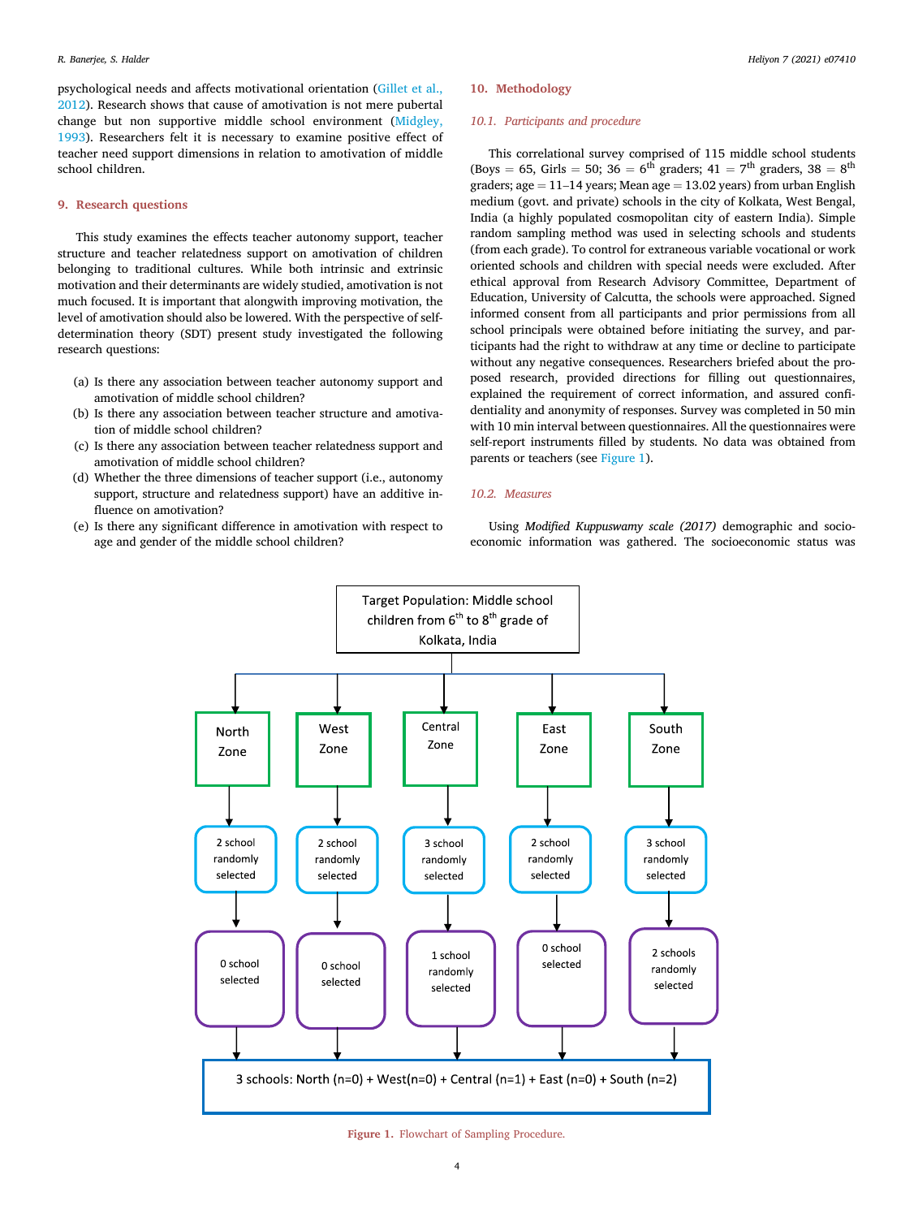psychological needs and affects motivational orientation (Gillet et al., 2012). Research shows that cause of amotivation is not mere pubertal change but non supportive middle school environment (Midgley, 1993). Researchers felt it is necessary to examine positive effect of teacher need support dimensions in relation to amotivation of middle school children.

## 9. Research questions

This study examines the effects teacher autonomy support, teacher structure and teacher relatedness support on amotivation of children belonging to traditional cultures. While both intrinsic and extrinsic motivation and their determinants are widely studied, amotivation is not much focused. It is important that alongwith improving motivation, the level of amotivation should also be lowered. With the perspective of self-determination theory (SDT) present study investigated the following research questions:

(a) Is there any association between teacher autonomy support and amotivation of middle school children?
(b) Is there any association between teacher structure and amotivation of middle school children?
(c) Is there any association between teacher relatedness support and amotivation of middle school children?
(d) Whether the three dimensions of teacher support (i.e., autonomy support, structure and relatedness support) have an additive influence on amotivation?
(e) Is there any significant difference in amotivation with respect to age and gender of the middle school children?

## 10. Methodology

### 10.1. Participants and procedure

This correlational survey comprised of 115 middle school students (Boys = 65, Girls = 50; 36 = 6th graders; 41 = 7th graders, 38 = 8th graders; age = 11–14 years; Mean age = 13.02 years) from urban English medium (govt. and private) schools in the city of Kolkata, West Bengal, India (a highly populated cosmopolitan city of eastern India). Simple random sampling method was used in selecting schools and students (from each grade). To control for extraneous variable vocational or work oriented schools and children with special needs were excluded. After ethical approval from Research Advisory Committee, Department of Education, University of Calcutta, the schools were approached. Signed informed consent from all participants and prior permissions from all school principals were obtained before initiating the survey, and participants had the right to withdraw at any time or decline to participate without any negative consequences. Researchers briefed about the proposed research, provided directions for filling out questionnaires, explained the requirement of correct information, and assured confidentiality and anonymity of responses. Survey was completed in 50 min with 10 min interval between questionnaires. All the questionnaires were self-report instruments filled by students. No data was obtained from parents or teachers (see Figure 1).

### 10.2. Measures

Using *Modified Kuppuswamy scale (2017)* demographic and socioeconomic information was gathered. The socioeconomic status was

Target Population: Middle school children from 6th to 8th grade of Kolkata, India

| North Zone | West Zone | Central Zone | East Zone | South Zone |
|---|---|---|---|---|
| 2 school randomly selected | 2 school randomly selected | 3 school randomly selected | 2 school randomly selected | 3 school randomly selected |
| 0 school selected | 0 school selected | 1 school randomly selected | 0 school selected | 2 schools randomly selected |

3 schools: North (n=0) + West(n=0) + Central (n=1) + East (n=0) + South (n=2)

**Figure 1.** Flowchart of Sampling Procedure.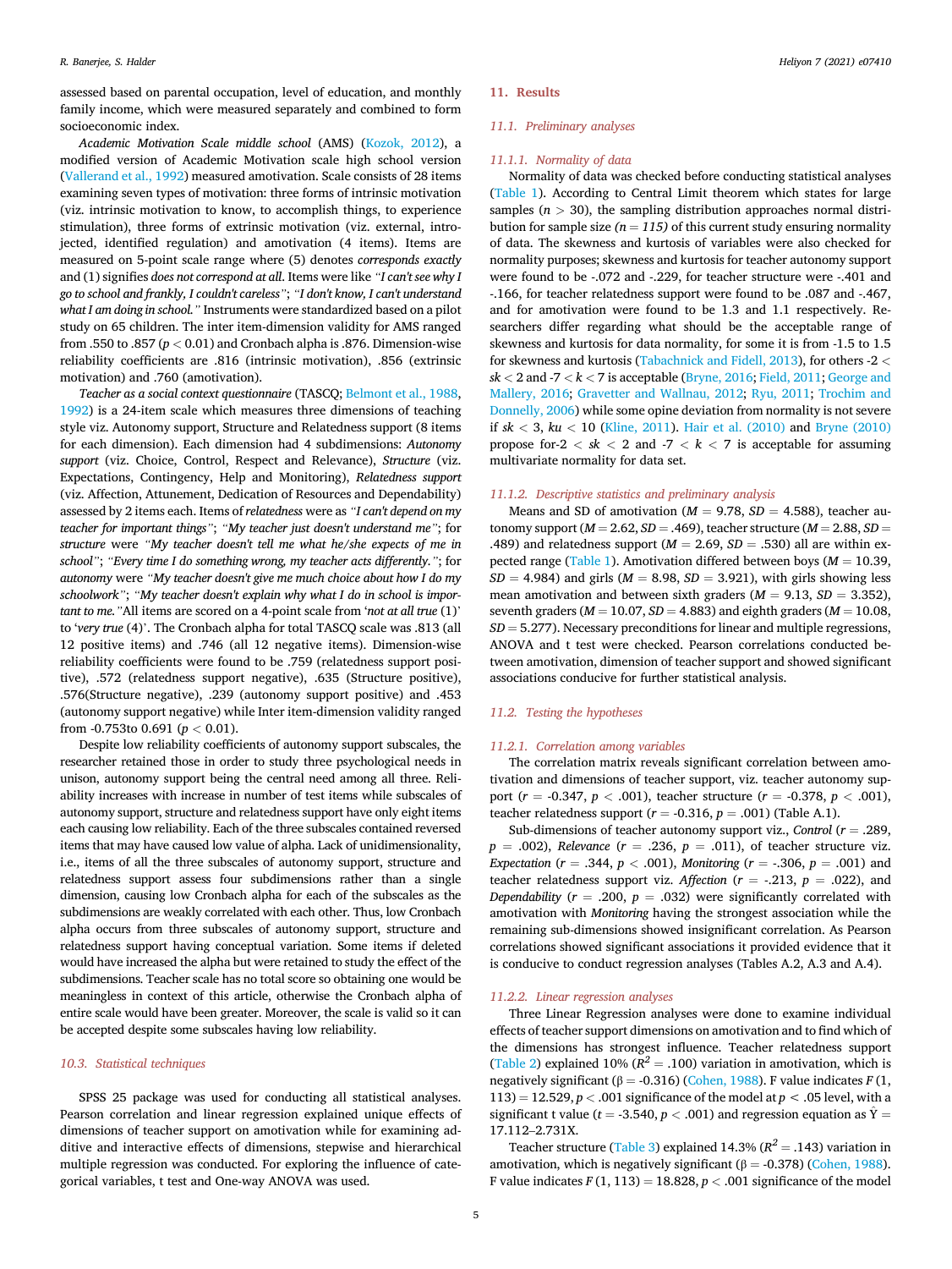assessed based on parental occupation, level of education, and monthly family income, which were measured separately and combined to form socioeconomic index.

*Academic Motivation Scale middle school* (AMS) (Kozok, 2012), a modified version of Academic Motivation scale high school version (Vallerand et al., 1992) measured amotivation. Scale consists of 28 items examining seven types of motivation: three forms of intrinsic motivation (viz. intrinsic motivation to know, to accomplish things, to experience stimulation), three forms of extrinsic motivation (viz. external, introjected, identified regulation) and amotivation (4 items). Items are measured on 5-point scale range where (5) denotes *corresponds exactly* and (1) signifies *does not correspond at all*. Items were like *"I can't see why I go to school and frankly, I couldn't careless"*; *"I don't know, I can't understand what I am doing in school."* Instruments were standardized based on a pilot study on 65 children. The inter item-dimension validity for AMS ranged from .550 to .857 ($p < 0.01$) and Cronbach alpha is .876. Dimension-wise reliability coefficients are .816 (intrinsic motivation), .856 (extrinsic motivation) and .760 (amotivation).

*Teacher as a social context questionnaire* (TASCQ; Belmont et al., 1988, 1992) is a 24-item scale which measures three dimensions of teaching style viz. Autonomy support, Structure and Relatedness support (8 items for each dimension). Each dimension had 4 subdimensions: *Autonomy support* (viz. Choice, Control, Respect and Relevance), *Structure* (viz. Expectations, Contingency, Help and Monitoring), *Relatedness support* (viz. Affection, Attunement, Dedication of Resources and Dependability) assessed by 2 items each. Items of *relatedness* were as *"I can't depend on my teacher for important things"*; *"My teacher just doesn't understand me"*; for *structure* were *"My teacher doesn't tell me what he/she expects of me in school"*; *"Every time I do something wrong, my teacher acts differently."*; for *autonomy* were *"My teacher doesn't give me much choice about how I do my schoolwork"*; *"My teacher doesn't explain why what I do in school is important to me."* All items are scored on a 4-point scale from '*not at all true* (1)' to '*very true* (4)'. The Cronbach alpha for total TASCQ scale was .813 (all 12 positive items) and .746 (all 12 negative items). Dimension-wise reliability coefficients were found to be .759 (relatedness support positive), .572 (relatedness support negative), .635 (Structure positive), .576(Structure negative), .239 (autonomy support positive) and .453 (autonomy support negative) while Inter item-dimension validity ranged from -0.753to 0.691 ($p < 0.01$).

Despite low reliability coefficients of autonomy support subscales, the researcher retained those in order to study three psychological needs in unison, autonomy support being the central need among all three. Reliability increases with increase in number of test items while subscales of autonomy support, structure and relatedness support have only eight items each causing low reliability. Each of the three subscales contained reversed items that may have caused low value of alpha. Lack of unidimensionality, i.e., items of all the three subscales of autonomy support, structure and relatedness support assess four subdimensions rather than a single dimension, causing low Cronbach alpha for each of the subscales as the subdimensions are weakly correlated with each other. Thus, low Cronbach alpha occurs from three subscales of autonomy support, structure and relatedness support having conceptual variation. Some items if deleted would have increased the alpha but were retained to study the effect of the subdimensions. Teacher scale has no total score so obtaining one would be meaningless in context of this article, otherwise the Cronbach alpha of entire scale would have been greater. Moreover, the scale is valid so it can be accepted despite some subscales having low reliability.

### 10.3. Statistical techniques

SPSS 25 package was used for conducting all statistical analyses. Pearson correlation and linear regression explained unique effects of dimensions of teacher support on amotivation while for examining additive and interactive effects of dimensions, stepwise and hierarchical multiple regression was conducted. For exploring the influence of categorical variables, t test and One-way ANOVA was used.

## 11. Results

### 11.1. Preliminary analyses

#### 11.1.1. Normality of data

Normality of data was checked before conducting statistical analyses (Table 1). According to Central Limit theorem which states for large samples ($n > 30$), the sampling distribution approaches normal distribution for sample size *(n = 115)* of this current study ensuring normality of data. The skewness and kurtosis of variables were also checked for normality purposes; skewness and kurtosis for teacher autonomy support were found to be -.072 and -.229, for teacher structure were -.401 and -.166, for teacher relatedness support were found to be .087 and -.467, and for amotivation were found to be 1.3 and 1.1 respectively. Researchers differ regarding what should be the acceptable range of skewness and kurtosis for data normality, for some it is from -1.5 to 1.5 for skewness and kurtosis (Tabachnick and Fidell, 2013), for others $-2 < sk < 2$ and $-7 < k < 7$ is acceptable (Bryne, 2016; Field, 2011; George and Mallery, 2016; Gravetter and Wallnau, 2012; Ryu, 2011; Trochim and Donnelly, 2006) while some opine deviation from normality is not severe if $sk < 3$, $ku < 10$ (Kline, 2011). Hair et al. (2010) and Bryne (2010) propose for$-2 < sk < 2$ and $-7 < k < 7$ is acceptable for assuming multivariate normality for data set.

#### 11.1.2. Descriptive statistics and preliminary analysis

Means and SD of amotivation ($M = 9.78$, $SD = 4.588$), teacher autonomy support ($M = 2.62$, $SD = .469$), teacher structure ($M = 2.88$, $SD = .489$) and relatedness support ($M = 2.69$, $SD = .530$) all are within expected range (Table 1). Amotivation differed between boys ($M = 10.39$, $SD = 4.984$) and girls ($M = 8.98$, $SD = 3.921$), with girls showing less mean amotivation and between sixth graders ($M = 9.13$, $SD = 3.352$), seventh graders ($M = 10.07$, $SD = 4.883$) and eighth graders ($M = 10.08$, $SD = 5.277$). Necessary preconditions for linear and multiple regressions, ANOVA and t test were checked. Pearson correlations conducted between amotivation, dimension of teacher support and showed significant associations conducive for further statistical analysis.

### 11.2. Testing the hypotheses

#### 11.2.1. Correlation among variables

The correlation matrix reveals significant correlation between amotivation and dimensions of teacher support, viz. teacher autonomy support ($r = -0.347$, $p < .001$), teacher structure ($r = -0.378$, $p < .001$), teacher relatedness support ($r = -0.316$, $p = .001$) (Table A.1).

Sub-dimensions of teacher autonomy support viz., *Control* ($r = .289$, $p = .002$), *Relevance* ($r = .236$, $p = .011$), of teacher structure viz. *Expectation* ($r = .344$, $p < .001$), *Monitoring* ($r = -.306$, $p = .001$) and teacher relatedness support viz. *Affection* ($r = -.213$, $p = .022$), and *Dependability* ($r = .200$, $p = .032$) were significantly correlated with amotivation with *Monitoring* having the strongest association while the remaining sub-dimensions showed insignificant correlation. As Pearson correlations showed significant associations it provided evidence that it is conducive to conduct regression analyses (Tables A.2, A.3 and A.4).

#### 11.2.2. Linear regression analyses

Three Linear Regression analyses were done to examine individual effects of teacher support dimensions on amotivation and to find which of the dimensions has strongest influence. Teacher relatedness support (Table 2) explained 10% ($R^2 = .100$) variation in amotivation, which is negatively significant ($\beta = -0.316$) (Cohen, 1988). F value indicates $F(1, 113) = 12.529$, $p < .001$ significance of the model at $p < .05$ level, with a significant t value ($t = -3.540$, $p < .001$) and regression equation as $\hat{Y} = 17.112–2.731X$.

Teacher structure (Table 3) explained 14.3% ($R^2 = .143$) variation in amotivation, which is negatively significant ($\beta = -0.378$) (Cohen, 1988). F value indicates $F(1, 113) = 18.828$, $p < .001$ significance of the model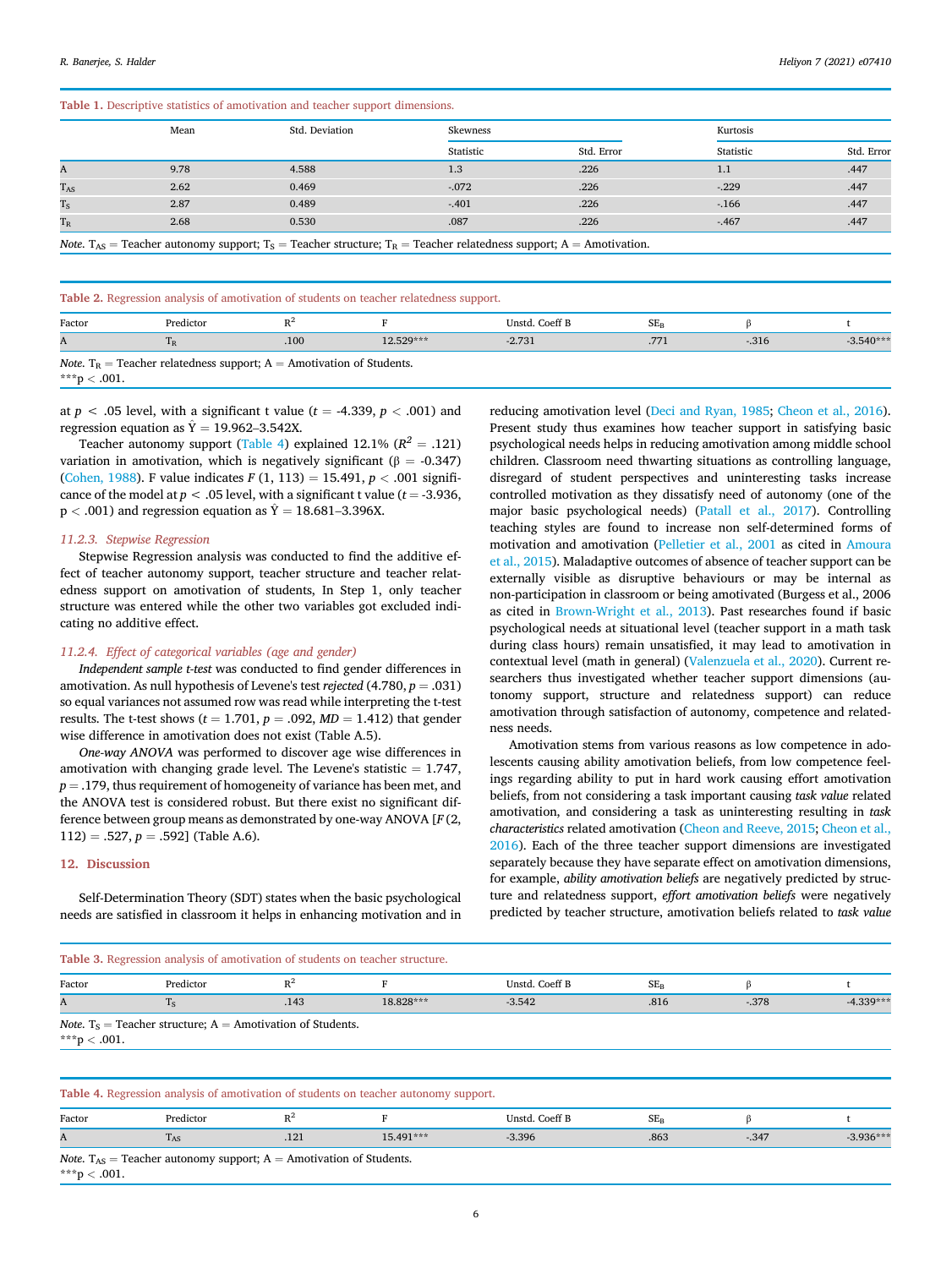**Table 1.** Descriptive statistics of amotivation and teacher support dimensions.

| | Mean | Std. Deviation | Skewness | | Kurtosis | |
|---|---|---|---|---|---|---|
| | | | Statistic | Std. Error | Statistic | Std. Error |
| A | 9.78 | 4.588 | 1.3 | .226 | 1.1 | .447 |
| $T_{AS}$ | 2.62 | 0.469 | -.072 | .226 | -.229 | .447 |
| $T_S$ | 2.87 | 0.489 | -.401 | .226 | -.166 | .447 |
| $T_R$ | 2.68 | 0.530 | .087 | .226 | -.467 | .447 |

*Note.* $T_{AS}$ = Teacher autonomy support; $T_S$ = Teacher structure; $T_R$ = Teacher relatedness support; A = Amotivation.

**Table 2.** Regression analysis of amotivation of students on teacher relatedness support.

| Factor | Predictor | $R^2$ | F | Unstd. Coeff B | $SE_B$ | β | t |
|---|---|---|---|---|---|---|---|
| A | $T_R$ | .100 | 12.529*** | -2.731 | .771 | -.316 | -3.540*** |

*Note.* $T_R$ = Teacher relatedness support; A = Amotivation of Students.
***p < .001.

at $p < .05$ level, with a significant t value ($t = -4.339$, $p < .001$) and regression equation as $\hat{Y} = 19.962–3.542X$.

Teacher autonomy support (Table 4) explained 12.1% ($R^2 = .121$) variation in amotivation, which is negatively significant (β = -0.347) (Cohen, 1988). F value indicates $F$ (1, 113) = 15.491, $p < .001$ significance of the model at $p < .05$ level, with a significant t value ($t = -3.936$, $p < .001$) and regression equation as $\hat{Y} = 18.681–3.396X$.

### 11.2.3. Stepwise Regression

Stepwise Regression analysis was conducted to find the additive effect of teacher autonomy support, teacher structure and teacher relatedness support on amotivation of students, In Step 1, only teacher structure was entered while the other two variables got excluded indicating no additive effect.

### 11.2.4. Effect of categorical variables (age and gender)

*Independent sample t-test* was conducted to find gender differences in amotivation. As null hypothesis of Levene's test *rejected* (4.780, $p = .031$) so equal variances not assumed row was read while interpreting the t-test results. The t-test shows ($t = 1.701$, $p = .092$, $MD = 1.412$) that gender wise difference in amotivation does not exist (Table A.5).

*One-way ANOVA* was performed to discover age wise differences in amotivation with changing grade level. The Levene's statistic = 1.747, $p = .179$, thus requirement of homogeneity of variance has been met, and the ANOVA test is considered robust. But there exist no significant difference between group means as demonstrated by one-way ANOVA [$F$(2, 112) = .527, $p = .592$] (Table A.6).

## 12. Discussion

Self-Determination Theory (SDT) states when the basic psychological needs are satisfied in classroom it helps in enhancing motivation and in reducing amotivation level (Deci and Ryan, 1985; Cheon et al., 2016). Present study thus examines how teacher support in satisfying basic psychological needs helps in reducing amotivation among middle school children. Classroom need thwarting situations as controlling language, disregard of student perspectives and uninteresting tasks increase controlled motivation as they dissatisfy need of autonomy (one of the major basic psychological needs) (Patall et al., 2017). Controlling teaching styles are found to increase non self-determined forms of motivation and amotivation (Pelletier et al., 2001 as cited in Amoura et al., 2015). Maladaptive outcomes of absence of teacher support can be externally visible as disruptive behaviours or may be internal as non-participation in classroom or being amotivated (Burgess et al., 2006 as cited in Brown-Wright et al., 2013). Past researches found if basic psychological needs at situational level (teacher support in a math task during class hours) remain unsatisfied, it may lead to amotivation in contextual level (math in general) (Valenzuela et al., 2020). Current researchers thus investigated whether teacher support dimensions (autonomy support, structure and relatedness support) can reduce amotivation through satisfaction of autonomy, competence and relatedness needs.

Amotivation stems from various reasons as low competence in adolescents causing ability amotivation beliefs, from low competence feelings regarding ability to put in hard work causing effort amotivation beliefs, from not considering a task important causing *task value* related amotivation, and considering a task as uninteresting resulting in *task characteristics* related amotivation (Cheon and Reeve, 2015; Cheon et al., 2016). Each of the three teacher support dimensions are investigated separately because they have separate effect on amotivation dimensions, for example, *ability amotivation beliefs* are negatively predicted by structure and relatedness support, *effort amotivation beliefs* were negatively predicted by teacher structure, amotivation beliefs related to *task value*

**Table 3.** Regression analysis of amotivation of students on teacher structure.

| Factor | Predictor | $R^2$ | F | Unstd. Coeff B | $SE_B$ | β | t |
|---|---|---|---|---|---|---|---|
| A | $T_S$ | .143 | 18.828*** | -3.542 | .816 | -.378 | -4.339*** |

*Note.* $T_S$ = Teacher structure; A = Amotivation of Students.
***p < .001.

**Table 4.** Regression analysis of amotivation of students on teacher autonomy support.

| Factor | Predictor | $R^2$ | F | Unstd. Coeff B | $SE_B$ | β | t |
|---|---|---|---|---|---|---|---|
| A | $T_{AS}$ | .121 | 15.491*** | -3.396 | .863 | -.347 | -3.936*** |

*Note.* $T_{AS}$ = Teacher autonomy support; A = Amotivation of Students.
***p < .001.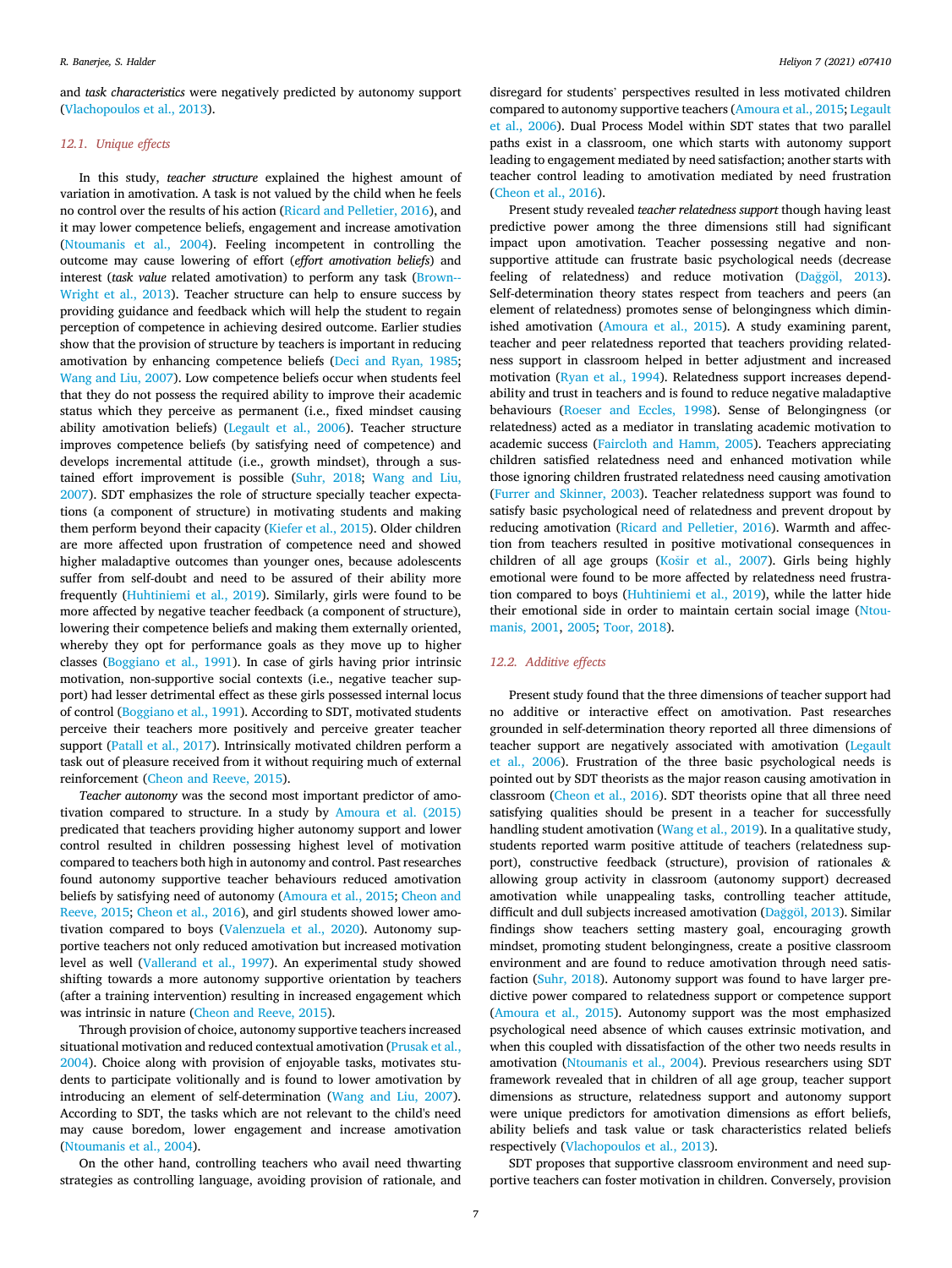and *task characteristics* were negatively predicted by autonomy support (Vlachopoulos et al., 2013).

### 12.1. Unique effects

In this study, *teacher structure* explained the highest amount of variation in amotivation. A task is not valued by the child when he feels no control over the results of his action (Ricard and Pelletier, 2016), and it may lower competence beliefs, engagement and increase amotivation (Ntoumanis et al., 2004). Feeling incompetent in controlling the outcome may cause lowering of effort (*effort amotivation beliefs*) and interest (*task value* related amotivation) to perform any task (Brown--Wright et al., 2013). Teacher structure can help to ensure success by providing guidance and feedback which will help the student to regain perception of competence in achieving desired outcome. Earlier studies show that the provision of structure by teachers is important in reducing amotivation by enhancing competence beliefs (Deci and Ryan, 1985; Wang and Liu, 2007). Low competence beliefs occur when students feel that they do not possess the required ability to improve their academic status which they perceive as permanent (i.e., fixed mindset causing ability amotivation beliefs) (Legault et al., 2006). Teacher structure improves competence beliefs (by satisfying need of competence) and develops incremental attitude (i.e., growth mindset), through a sustained effort improvement is possible (Suhr, 2018; Wang and Liu, 2007). SDT emphasizes the role of structure specially teacher expectations (a component of structure) in motivating students and making them perform beyond their capacity (Kiefer et al., 2015). Older children are more affected upon frustration of competence need and showed higher maladaptive outcomes than younger ones, because adolescents suffer from self-doubt and need to be assured of their ability more frequently (Huhtiniemi et al., 2019). Similarly, girls were found to be more affected by negative teacher feedback (a component of structure), lowering their competence beliefs and making them externally oriented, whereby they opt for performance goals as they move up to higher classes (Boggiano et al., 1991). In case of girls having prior intrinsic motivation, non-supportive social contexts (i.e., negative teacher support) had lesser detrimental effect as these girls possessed internal locus of control (Boggiano et al., 1991). According to SDT, motivated students perceive their teachers more positively and perceive greater teacher support (Patall et al., 2017). Intrinsically motivated children perform a task out of pleasure received from it without requiring much of external reinforcement (Cheon and Reeve, 2015).

*Teacher autonomy* was the second most important predictor of amotivation compared to structure. In a study by Amoura et al. (2015) predicated that teachers providing higher autonomy support and lower control resulted in children possessing highest level of motivation compared to teachers both high in autonomy and control. Past researches found autonomy supportive teacher behaviours reduced amotivation beliefs by satisfying need of autonomy (Amoura et al., 2015; Cheon and Reeve, 2015; Cheon et al., 2016), and girl students showed lower amotivation compared to boys (Valenzuela et al., 2020). Autonomy supportive teachers not only reduced amotivation but increased motivation level as well (Vallerand et al., 1997). An experimental study showed shifting towards a more autonomy supportive orientation by teachers (after a training intervention) resulting in increased engagement which was intrinsic in nature (Cheon and Reeve, 2015).

Through provision of choice, autonomy supportive teachers increased situational motivation and reduced contextual amotivation (Prusak et al., 2004). Choice along with provision of enjoyable tasks, motivates students to participate volitionally and is found to lower amotivation by introducing an element of self-determination (Wang and Liu, 2007). According to SDT, the tasks which are not relevant to the child's need may cause boredom, lower engagement and increase amotivation (Ntoumanis et al., 2004).

On the other hand, controlling teachers who avail need thwarting strategies as controlling language, avoiding provision of rationale, and disregard for students' perspectives resulted in less motivated children compared to autonomy supportive teachers (Amoura et al., 2015; Legault et al., 2006). Dual Process Model within SDT states that two parallel paths exist in a classroom, one which starts with autonomy support leading to engagement mediated by need satisfaction; another starts with teacher control leading to amotivation mediated by need frustration (Cheon et al., 2016).

Present study revealed *teacher relatedness support* though having least predictive power among the three dimensions still had significant impact upon amotivation. Teacher possessing negative and non-supportive attitude can frustrate basic psychological needs (decrease feeling of relatedness) and reduce motivation (Dağgöl, 2013). Self-determination theory states respect from teachers and peers (an element of relatedness) promotes sense of belongingness which diminished amotivation (Amoura et al., 2015). A study examining parent, teacher and peer relatedness reported that teachers providing relatedness support in classroom helped in better adjustment and increased motivation (Ryan et al., 1994). Relatedness support increases dependability and trust in teachers and is found to reduce negative maladaptive behaviours (Roeser and Eccles, 1998). Sense of Belongingness (or relatedness) acted as a mediator in translating academic motivation to academic success (Faircloth and Hamm, 2005). Teachers appreciating children satisfied relatedness need and enhanced motivation while those ignoring children frustrated relatedness need causing amotivation (Furrer and Skinner, 2003). Teacher relatedness support was found to satisfy basic psychological need of relatedness and prevent dropout by reducing amotivation (Ricard and Pelletier, 2016). Warmth and affection from teachers resulted in positive motivational consequences in children of all age groups (Košir et al., 2007). Girls being highly emotional were found to be more affected by relatedness need frustration compared to boys (Huhtiniemi et al., 2019), while the latter hide their emotional side in order to maintain certain social image (Ntoumanis, 2001, 2005; Toor, 2018).

### 12.2. Additive effects

Present study found that the three dimensions of teacher support had no additive or interactive effect on amotivation. Past researches grounded in self-determination theory reported all three dimensions of teacher support are negatively associated with amotivation (Legault et al., 2006). Frustration of the three basic psychological needs is pointed out by SDT theorists as the major reason causing amotivation in classroom (Cheon et al., 2016). SDT theorists opine that all three need satisfying qualities should be present in a teacher for successfully handling student amotivation (Wang et al., 2019). In a qualitative study, students reported warm positive attitude of teachers (relatedness support), constructive feedback (structure), provision of rationales & allowing group activity in classroom (autonomy support) decreased amotivation while unappealing tasks, controlling teacher attitude, difficult and dull subjects increased amotivation (Dağgöl, 2013). Similar findings show teachers setting mastery goal, encouraging growth mindset, promoting student belongingness, create a positive classroom environment and are found to reduce amotivation through need satisfaction (Suhr, 2018). Autonomy support was found to have larger predictive power compared to relatedness support or competence support (Amoura et al., 2015). Autonomy support was the most emphasized psychological need absence of which causes extrinsic motivation, and when this coupled with dissatisfaction of the other two needs results in amotivation (Ntoumanis et al., 2004). Previous researchers using SDT framework revealed that in children of all age group, teacher support dimensions as structure, relatedness support and autonomy support were unique predictors for amotivation dimensions as effort beliefs, ability beliefs and task value or task characteristics related beliefs respectively (Vlachopoulos et al., 2013).

SDT proposes that supportive classroom environment and need supportive teachers can foster motivation in children. Conversely, provision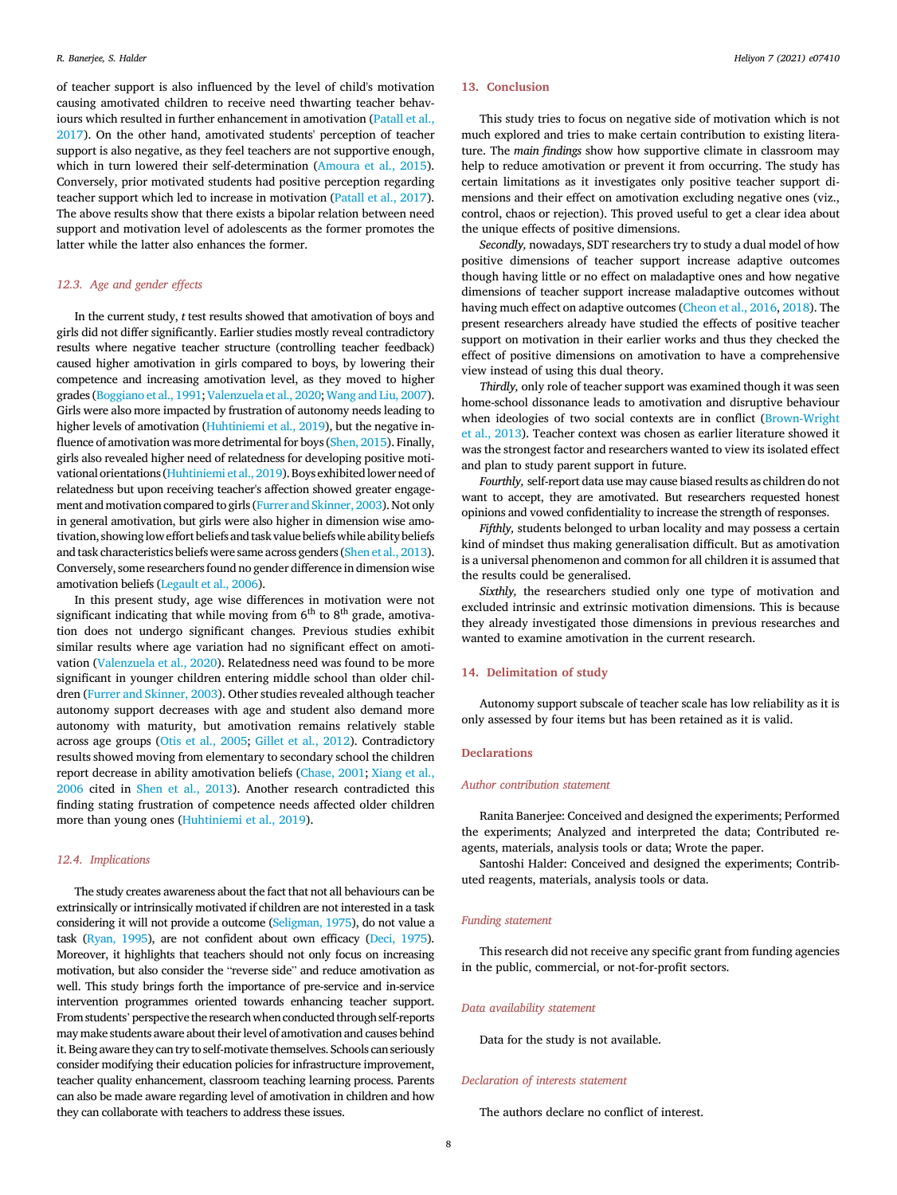of teacher support is also influenced by the level of child's motivation causing amotivated children to receive need thwarting teacher behaviours which resulted in further enhancement in amotivation (Patall et al., 2017). On the other hand, amotivated students' perception of teacher support is also negative, as they feel teachers are not supportive enough, which in turn lowered their self-determination (Amoura et al., 2015). Conversely, prior motivated students had positive perception regarding teacher support which led to increase in motivation (Patall et al., 2017). The above results show that there exists a bipolar relation between need support and motivation level of adolescents as the former promotes the latter while the latter also enhances the former.

### 12.3. Age and gender effects

In the current study, *t* test results showed that amotivation of boys and girls did not differ significantly. Earlier studies mostly reveal contradictory results where negative teacher structure (controlling teacher feedback) caused higher amotivation in girls compared to boys, by lowering their competence and increasing amotivation level, as they moved to higher grades (Boggiano et al., 1991; Valenzuela et al., 2020; Wang and Liu, 2007). Girls were also more impacted by frustration of autonomy needs leading to higher levels of amotivation (Huhtiniemi et al., 2019), but the negative influence of amotivation was more detrimental for boys (Shen, 2015). Finally, girls also revealed higher need of relatedness for developing positive motivational orientations (Huhtiniemi et al., 2019). Boys exhibited lower need of relatedness but upon receiving teacher's affection showed greater engagement and motivation compared to girls (Furrer and Skinner, 2003). Not only in general amotivation, but girls were also higher in dimension wise amotivation, showing low effort beliefs and task value beliefs while ability beliefs and task characteristics beliefs were same across genders (Shen et al., 2013). Conversely, some researchers found no gender difference in dimension wise amotivation beliefs (Legault et al., 2006).

In this present study, age wise differences in motivation were not significant indicating that while moving from 6th to 8th grade, amotivation does not undergo significant changes. Previous studies exhibit similar results where age variation had no significant effect on amotivation (Valenzuela et al., 2020). Relatedness need was found to be more significant in younger children entering middle school than older children (Furrer and Skinner, 2003). Other studies revealed although teacher autonomy support decreases with age and student also demand more autonomy with maturity, but amotivation remains relatively stable across age groups (Otis et al., 2005; Gillet et al., 2012). Contradictory results showed moving from elementary to secondary school the children report decrease in ability amotivation beliefs (Chase, 2001; Xiang et al., 2006 cited in Shen et al., 2013). Another research contradicted this finding stating frustration of competence needs affected older children more than young ones (Huhtiniemi et al., 2019).

### 12.4. Implications

The study creates awareness about the fact that not all behaviours can be extrinsically or intrinsically motivated if children are not interested in a task considering it will not provide a outcome (Seligman, 1975), do not value a task (Ryan, 1995), are not confident about own efficacy (Deci, 1975). Moreover, it highlights that teachers should not only focus on increasing motivation, but also consider the "reverse side" and reduce amotivation as well. This study brings forth the importance of pre-service and in-service intervention programmes oriented towards enhancing teacher support. From students' perspective the research when conducted through self-reports may make students aware about their level of amotivation and causes behind it. Being aware they can try to self-motivate themselves. Schools can seriously consider modifying their education policies for infrastructure improvement, teacher quality enhancement, classroom teaching learning process. Parents can also be made aware regarding level of amotivation in children and how they can collaborate with teachers to address these issues.

## 13. Conclusion

This study tries to focus on negative side of motivation which is not much explored and tries to make certain contribution to existing literature. The *main findings* show how supportive climate in classroom may help to reduce amotivation or prevent it from occurring. The study has certain limitations as it investigates only positive teacher support dimensions and their effect on amotivation excluding negative ones (viz., control, chaos or rejection). This proved useful to get a clear idea about the unique effects of positive dimensions.

*Secondly,* nowadays, SDT researchers try to study a dual model of how positive dimensions of teacher support increase adaptive outcomes though having little or no effect on maladaptive ones and how negative dimensions of teacher support increase maladaptive outcomes without having much effect on adaptive outcomes (Cheon et al., 2016, 2018). The present researchers already have studied the effects of positive teacher support on motivation in their earlier works and thus they checked the effect of positive dimensions on amotivation to have a comprehensive view instead of using this dual theory.

*Thirdly,* only role of teacher support was examined though it was seen home-school dissonance leads to amotivation and disruptive behaviour when ideologies of two social contexts are in conflict (Brown-Wright et al., 2013). Teacher context was chosen as earlier literature showed it was the strongest factor and researchers wanted to view its isolated effect and plan to study parent support in future.

*Fourthly,* self-report data use may cause biased results as children do not want to accept, they are amotivated. But researchers requested honest opinions and vowed confidentiality to increase the strength of responses.

*Fifthly,* students belonged to urban locality and may possess a certain kind of mindset thus making generalisation difficult. But as amotivation is a universal phenomenon and common for all children it is assumed that the results could be generalised.

*Sixthly,* the researchers studied only one type of motivation and excluded intrinsic and extrinsic motivation dimensions. This is because they already investigated those dimensions in previous researches and wanted to examine amotivation in the current research.

## 14. Delimitation of study

Autonomy support subscale of teacher scale has low reliability as it is only assessed by four items but has been retained as it is valid.

## Declarations

### Author contribution statement

Ranita Banerjee: Conceived and designed the experiments; Performed the experiments; Analyzed and interpreted the data; Contributed reagents, materials, analysis tools or data; Wrote the paper.

Santoshi Halder: Conceived and designed the experiments; Contributed reagents, materials, analysis tools or data.

### Funding statement

This research did not receive any specific grant from funding agencies in the public, commercial, or not-for-profit sectors.

### Data availability statement

Data for the study is not available.

### Declaration of interests statement

The authors declare no conflict of interest.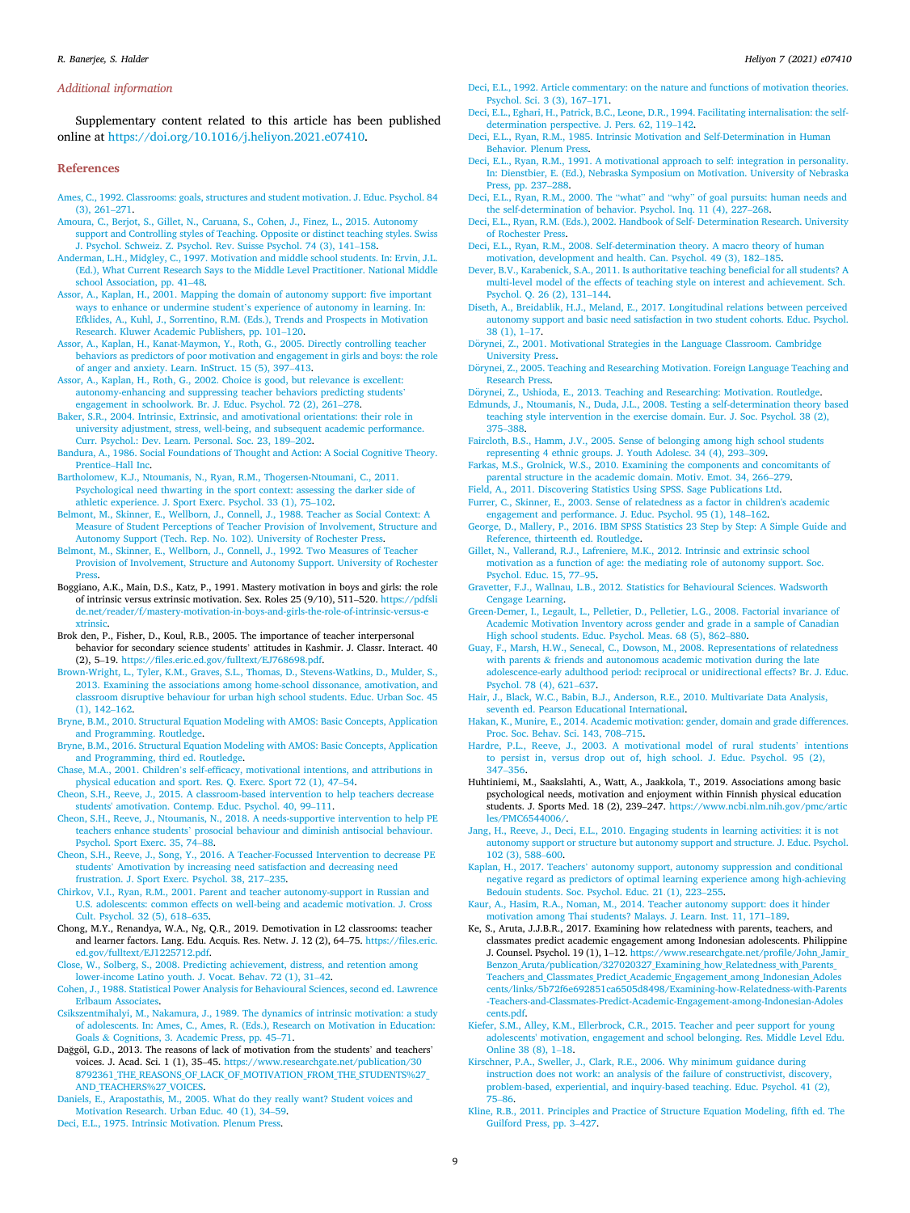## Additional information

Supplementary content related to this article has been published online at https://doi.org/10.1016/j.heliyon.2021.e07410.

## References

Ames, C., 1992. Classrooms: goals, structures and student motivation. J. Educ. Psychol. 84 (3), 261–271.

Amoura, C., Berjot, S., Gillet, N., Caruana, S., Cohen, J., Finez, L., 2015. Autonomy support and Controlling styles of Teaching. Opposite or distinct teaching styles. Swiss J. Psychol. Schweiz. Z. Psychol. Rev. Suisse Psychol. 74 (3), 141–158.

Anderman, L.H., Midgley, C., 1997. Motivation and middle school students. In: Ervin, J.L. (Ed.), What Current Research Says to the Middle Level Practitioner. National Middle school Association, pp. 41–48.

Assor, A., Kaplan, H., 2001. Mapping the domain of autonomy support: five important ways to enhance or undermine student's experience of autonomy in learning. In: Efklides, A., Kuhl, J., Sorrentino, R.M. (Eds.), Trends and Prospects in Motivation Research. Kluwer Academic Publishers, pp. 101–120.

Assor, A., Kaplan, H., Kanat-Maymon, Y., Roth, G., 2005. Directly controlling teacher behaviors as predictors of poor motivation and engagement in girls and boys: the role of anger and anxiety. Learn. InStruct. 15 (5), 397–413.

Assor, A., Kaplan, H., Roth, G., 2002. Choice is good, but relevance is excellent: autonomy-enhancing and suppressing teacher behaviors predicting students' engagement in schoolwork. Br. J. Educ. Psychol. 72 (2), 261–278.

Baker, S.R., 2004. Intrinsic, Extrinsic, and amotivational orientations: their role in university adjustment, stress, well-being, and subsequent academic performance. Curr. Psychol.: Dev. Learn. Personal. Soc. 23, 189–202.

Bandura, A., 1986. Social Foundations of Thought and Action: A Social Cognitive Theory. Prentice–Hall Inc.

Bartholomew, K.J., Ntoumanis, N., Ryan, R.M., Thogersen-Ntoumani, C., 2011. Psychological need thwarting in the sport context: assessing the darker side of athletic experience. J. Sport Exerc. Psychol. 33 (1), 75–102.

Belmont, M., Skinner, E., Wellborn, J., Connell, J., 1988. Teacher as Social Context: A Measure of Student Perceptions of Teacher Provision of Involvement, Structure and Autonomy Support (Tech. Rep. No. 102). University of Rochester Press.

Belmont, M., Skinner, E., Wellborn, J., Connell, J., 1992. Two Measures of Teacher Provision of Involvement, Structure and Autonomy Support. University of Rochester Press.

Boggiano, A.K., Main, D.S., Katz, P., 1991. Mastery motivation in boys and girls: the role of intrinsic versus extrinsic motivation. Sex. Roles 25 (9/10), 511–520. https://pdfslide.net/reader/f/mastery-motivation-in-boys-and-girls-the-role-of-intrinsic-versus-extrinsic.

Brok den, P., Fisher, D., Koul, R.B., 2005. The importance of teacher interpersonal behavior for secondary science students' attitudes in Kashmir. J. Classr. Interact. 40 (2), 5–19. https://files.eric.ed.gov/fulltext/EJ768698.pdf.

Brown-Wright, L., Tyler, K.M., Graves, S.L., Thomas, D., Stevens-Watkins, D., Mulder, S., 2013. Examining the associations among home-school dissonance, amotivation, and classroom disruptive behaviour for urban high school students. Educ. Urban Soc. 45 (1), 142–162.

Bryne, B.M., 2010. Structural Equation Modeling with AMOS: Basic Concepts, Application and Programming. Routledge.

Bryne, B.M., 2016. Structural Equation Modeling with AMOS: Basic Concepts, Application and Programming, third ed. Routledge.

Chase, M.A., 2001. Children's self-efficacy, motivational intentions, and attributions in physical education and sport. Res. Q. Exerc. Sport 72 (1), 47–54.

Cheon, S.H., Reeve, J., 2015. A classroom-based intervention to help teachers decrease students' amotivation. Contemp. Educ. Psychol. 40, 99–111.

Cheon, S.H., Reeve, J., Ntoumanis, N., 2018. A needs-supportive intervention to help PE teachers enhance students' prosocial behaviour and diminish antisocial behaviour. Psychol. Sport Exerc. 35, 74–88.

Cheon, S.H., Reeve, J., Song, Y., 2016. A Teacher-Focussed Intervention to decrease PE students' Amotivation by increasing need satisfaction and decreasing need frustration. J. Sport Exerc. Psychol. 38, 217–235.

Chirkov, V.I., Ryan, R.M., 2001. Parent and teacher autonomy-support in Russian and U.S. adolescents: common effects on well-being and academic motivation. J. Cross Cult. Psychol. 32 (5), 618–635.

Chong, M.Y., Renandya, W.A., Ng, Q.R., 2019. Demotivation in L2 classrooms: teacher and learner factors. Lang. Edu. Acquis. Res. Netw. J. 12 (2), 64–75. https://files.eric.ed.gov/fulltext/EJ1225712.pdf.

Close, W., Solberg, S., 2008. Predicting achievement, distress, and retention among lower-income Latino youth. J. Vocat. Behav. 72 (1), 31–42.

Cohen, J., 1988. Statistical Power Analysis for Behavioural Sciences, second ed. Lawrence Erlbaum Associates.

Csikszentmihalyi, M., Nakamura, J., 1989. The dynamics of intrinsic motivation: a study of adolescents. In: Ames, C., Ames, R. (Eds.), Research on Motivation in Education: Goals & Cognitions, 3. Academic Press, pp. 45–71.

Dağğöl, G.D., 2013. The reasons of lack of motivation from the students' and teachers' voices. J. Acad. Sci. 1 (1), 35–45. https://www.researchgate.net/publication/308792361_THE_REASONS_OF_LACK_OF_MOTIVATION_FROM_THE_STUDENTS%27_AND_TEACHERS%27_VOICES.

Daniels, E., Arapostathis, M., 2005. What do they really want? Student voices and Motivation Research. Urban Educ. 40 (1), 34–59.

Deci, E.L., 1975. Intrinsic Motivation. Plenum Press.

Deci, E.L., 1992. Article commentary: on the nature and functions of motivation theories. Psychol. Sci. 3 (3), 167–171.

Deci, E.L., Eghari, H., Patrick, B.C., Leone, D.R., 1994. Facilitating internalisation: the self-determination perspective. J. Pers. 62, 119–142.

Deci, E.L., Ryan, R.M., 1985. Intrinsic Motivation and Self-Determination in Human Behavior. Plenum Press.

Deci, E.L., Ryan, R.M., 1991. A motivational approach to self: integration in personality. In: Dienstbier, E. (Ed.), Nebraska Symposium on Motivation. University of Nebraska Press, pp. 237–288.

Deci, E.L., Ryan, R.M., 2000. The "what" and "why" of goal pursuits: human needs and the self-determination of behavior. Psychol. Inq. 11 (4), 227–268.

Deci, E.L., Ryan, R.M. (Eds.), 2002. Handbook of Self- Determination Research. University of Rochester Press.

Deci, E.L., Ryan, R.M., 2008. Self-determination theory. A macro theory of human motivation, development and health. Can. Psychol. 49 (3), 182–185.

Dever, B.V., Karabenick, S.A., 2011. Is authoritative teaching beneficial for all students? A multi-level model of the effects of teaching style on interest and achievement. Sch. Psychol. Q. 26 (2), 131–144.

Diseth, A., Breidablik, H.J., Meland, E., 2017. Longitudinal relations between perceived autonomy support and basic need satisfaction in two student cohorts. Educ. Psychol. 38 (1), 1–17.

Dörynei, Z., 2001. Motivational Strategies in the Language Classroom. Cambridge University Press.

Dörynei, Z., 2005. Teaching and Researching Motivation. Foreign Language Teaching and Research Press.

Dörynei, Z., Ushioda, E., 2013. Teaching and Researching: Motivation. Routledge.

Edmunds, J., Ntoumanis, N., Duda, J.L., 2008. Testing a self-determination theory based teaching style intervention in the exercise domain. Eur. J. Soc. Psychol. 38 (2), 375–388.

Faircloth, B.S., Hamm, J.V., 2005. Sense of belonging among high school students representing 4 ethnic groups. J. Youth Adolesc. 34 (4), 293–309.

Farkas, M.S., Grolnick, W.S., 2010. Examining the components and concomitants of parental structure in the academic domain. Motiv. Emot. 34, 266–279.

Field, A., 2011. Discovering Statistics Using SPSS. Sage Publications Ltd.

Furrer, C., Skinner, E., 2003. Sense of relatedness as a factor in children's academic engagement and performance. J. Educ. Psychol. 95 (1), 148–162.

George, D., Mallery, P., 2016. IBM SPSS Statistics 23 Step by Step: A Simple Guide and Reference, thirteenth ed. Routledge.

Gillet, N., Vallerand, R.J., Lafreniere, M.K., 2012. Intrinsic and extrinsic school motivation as a function of age: the mediating role of autonomy support. Soc. Psychol. Educ. 15, 77–95.

Gravetter, F.J., Wallnau, L.B., 2012. Statistics for Behavioural Sciences. Wadsworth Cengage Learning.

Green-Demer, I., Legault, L., Pelletier, D., Pelletier, L.G., 2008. Factorial invariance of Academic Motivation Inventory across gender and grade in a sample of Canadian High school students. Educ. Psychol. Meas. 68 (5), 862–880.

Guay, F., Marsh, H.W., Senecal, C., Dowson, M., 2008. Representations of relatedness with parents & friends and autonomous academic motivation during the late adolescence-early adulthood period: reciprocal or unidirectional effects? Br. J. Educ. Psychol. 78 (4), 621–637.

Hair, J., Black, W.C., Babin, B.J., Anderson, R.E., 2010. Multivariate Data Analysis, seventh ed. Pearson Educational International.

Hakan, K., Munire, E., 2014. Academic motivation: gender, domain and grade differences. Proc. Soc. Behav. Sci. 143, 708–715.

Hardre, P.L., Reeve, J., 2003. A motivational model of rural students' intentions to persist in, versus drop out of, high school. J. Educ. Psychol. 95 (2), 347–356.

Huhtiniemi, M., Saakslahti, A., Watt, A., Jaakkola, T., 2019. Associations among basic psychological needs, motivation and enjoyment within Finnish physical education students. J. Sports Med. 18 (2), 239–247. https://www.ncbi.nlm.nih.gov/pmc/articles/PMC6544006/.

Jang, H., Reeve, J., Deci, E.L., 2010. Engaging students in learning activities: it is not autonomy support or structure but autonomy support and structure. J. Educ. Psychol. 102 (3), 588–600.

Kaplan, H., 2017. Teachers' autonomy support, autonomy suppression and conditional negative regard as predictors of optimal learning experience among high-achieving Bedouin students. Soc. Psychol. Educ. 21 (1), 223–255.

Kaur, A., Hasim, R.A., Noman, M., 2014. Teacher autonomy support: does it hinder motivation among Thai students? Malays. J. Learn. Inst. 11, 171–189.

Ke, S., Aruta, J.J.B.R., 2017. Examining how relatedness with parents, teachers, and classmates predict academic engagement among Indonesian adolescents. Philippine J. Counsel. Psychol. 19 (1), 1–12. https://www.researchgate.net/profile/John_Jamir_Benzon_Aruta/publication/327020327_Examining_how_Relatedness_with_Parents_Teachers_and_Classmates_Predict_Academic_Engagement_among_Indonesian_Adolescents/links/5b72f6e692851ca6505d8498/Examining-how-Relatedness-with-Parents-Teachers-and-Classmates-Predict-Academic-Engagement-among-Indonesian-Adolescents.pdf.

Kiefer, S.M., Alley, K.M., Ellerbrock, C.R., 2015. Teacher and peer support for young adolescents' motivation, engagement and school belonging. Res. Middle Level Edu. Online 38 (8), 1–18.

Kirschner, P.A., Sweller, J., Clark, R.E., 2006. Why minimum guidance during instruction does not work: an analysis of the failure of constructivist, discovery, problem-based, experiential, and inquiry-based teaching. Educ. Psychol. 41 (2), 75–86.

Kline, R.B., 2011. Principles and Practice of Structure Equation Modeling, fifth ed. The Guilford Press, pp. 3–427.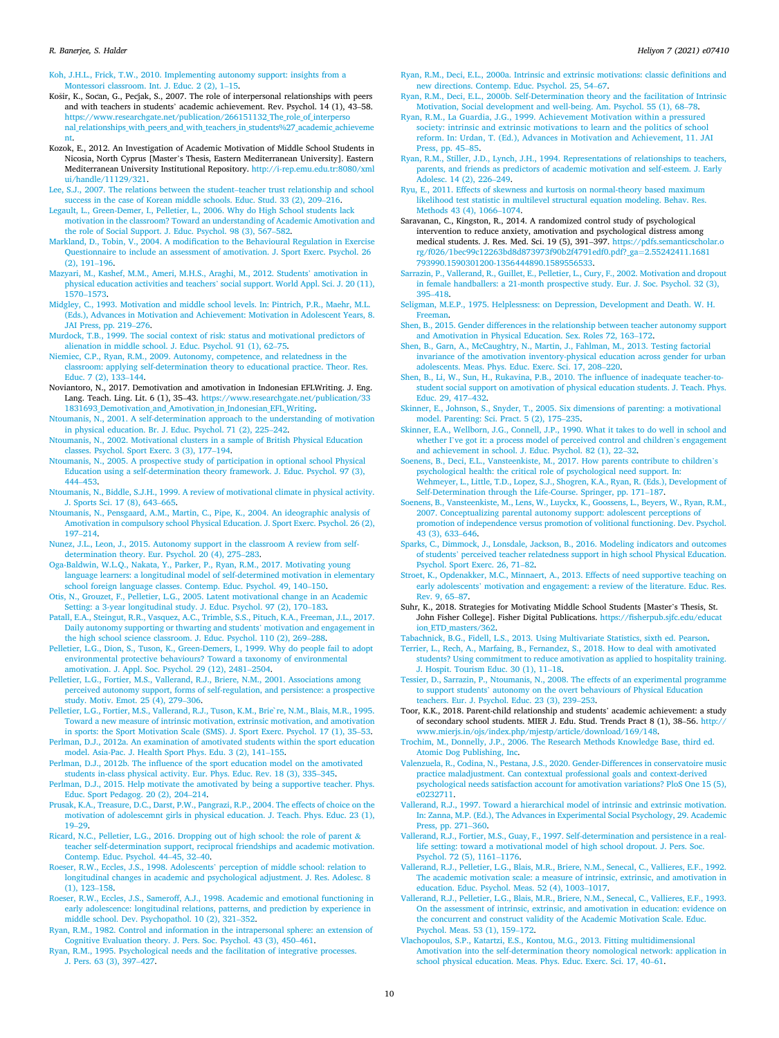Koh, J.H.L., Frick, T.W., 2010. Implementing autonomy support: insights from a Montessori classroom. Int. J. Educ. 2 (2), 1–15.

Košir, K., Sočan, G., Pečjak, S., 2007. The role of interpersonal relationships with peers and with teachers in students' academic achievement. Rev. Psychol. 14 (1), 43–58. https://www.researchgate.net/publication/266151132_The_role_of_interpersonal_relationships_with_peers_and_with_teachers_in_students%27_academic_achievement.

Kozok, E., 2012. An Investigation of Academic Motivation of Middle School Students in Nicosia, North Cyprus [Master's Thesis, Eastern Mediterranean University]. Eastern Mediterranean University Institutional Repository. http://i-rep.emu.edu.tr:8080/xmlui/handle/11129/321.

Lee, S.J., 2007. The relations between the student–teacher trust relationship and school success in the case of Korean middle schools. Educ. Stud. 33 (2), 209–216.

Legault, L., Green-Demer, I., Pelletier, L., 2006. Why do High School students lack motivation in the classroom? Toward an understanding of Academic Amotivation and the role of Social Support. J. Educ. Psychol. 98 (3), 567–582.

Markland, D., Tobin, V., 2004. A modification to the Behavioural Regulation in Exercise Questionnaire to include an assessment of amotivation. J. Sport Exerc. Psychol. 26 (2), 191–196.

Mazyari, M., Kashef, M.M., Ameri, M.H.S., Araghi, M., 2012. Students' amotivation in physical education activities and teachers' social support. World Appl. Sci. J. 20 (11), 1570–1573.

Midgley, C., 1993. Motivation and middle school levels. In: Pintrich, P.R., Maehr, M.L. (Eds.), Advances in Motivation and Achievement: Motivation in Adolescent Years, 8. JAI Press, pp. 219–276.

Murdock, T.B., 1999. The social context of risk: status and motivational predictors of alienation in middle school. J. Educ. Psychol. 91 (1), 62–75.

Niemiec, C.P., Ryan, R.M., 2009. Autonomy, competence, and relatedness in the classroom: applying self-determination theory to educational practice. Theor. Res. Educ. 7 (2), 133–144.

Noviantoro, N., 2017. Demotivation and amotivation in Indonesian EFLWriting. J. Eng. Lang. Teach. Ling. Lit. 6 (1), 35–43. https://www.researchgate.net/publication/331831693_Demotivation_and_Amotivation_in_Indonesian_EFL_Writing.

Ntoumanis, N., 2001. A self-determination approach to the understanding of motivation in physical education. Br. J. Educ. Psychol. 71 (2), 225–242.

Ntoumanis, N., 2002. Motivational clusters in a sample of British Physical Education classes. Psychol. Sport Exerc. 3 (3), 177–194.

Ntoumanis, N., 2005. A prospective study of participation in optional school Physical Education using a self-determination theory framework. J. Educ. Psychol. 97 (3), 444–453.

Ntoumanis, N., Biddle, S.J.H., 1999. A review of motivational climate in physical activity. J. Sports Sci. 17 (8), 643–665.

Ntoumanis, N., Pensgaard, A.M., Martin, C., Pipe, K., 2004. An ideographic analysis of Amotivation in compulsory school Physical Education. J. Sport Exerc. Psychol. 26 (2), 197–214.

Nunez, J.L., Leon, J., 2015. Autonomy support in the classroom A review from self-determination theory. Eur. Psychol. 20 (4), 275–283.

Oga-Baldwin, W.L.Q., Nakata, Y., Parker, P., Ryan, R.M., 2017. Motivating young language learners: a longitudinal model of self-determined motivation in elementary school foreign language classes. Contemp. Educ. Psychol. 49, 140–150.

Otis, N., Grouzet, F., Pelletier, L.G., 2005. Latent motivational change in an Academic Setting: a 3-year longitudinal study. J. Educ. Psychol. 97 (2), 170–183.

Patall, E.A., Steingut, R.R., Vasquez, A.C., Trimble, S.S., Pituch, K.A., Freeman, J.L., 2017. Daily autonomy supporting or thwarting and students' motivation and engagement in the high school science classroom. J. Educ. Psychol. 110 (2), 269–288.

Pelletier, L.G., Dion, S., Tuson, K., Green-Demers, I., 1999. Why do people fail to adopt environmental protective behaviours? Toward a taxonomy of environmental amotivation. J. Appl. Soc. Psychol. 29 (12), 2481–2504.

Pelletier, L.G., Fortier, M.S., Vallerand, R.J., Briere, N.M., 2001. Associations among perceived autonomy support, forms of self-regulation, and persistence: a prospective study. Motiv. Emot. 25 (4), 279–306.

Pelletier, L.G., Fortier, M.S., Vallerand, R.J., Tuson, K.M., Brie`re, N.M., Blais, M.R., 1995. Toward a new measure of intrinsic motivation, extrinsic motivation, and amotivation in sports: the Sport Motivation Scale (SMS). J. Sport Exerc. Psychol. 17 (1), 35–53.

Perlman, D.J., 2012a. An examination of amotivated students within the sport education model. Asia-Pac. J. Health Sport Phys. Edu. 3 (2), 141–155.

Perlman, D.J., 2012b. The influence of the sport education model on the amotivated students in-class physical activity. Eur. Phys. Educ. Rev. 18 (3), 335–345.

Perlman, D.J., 2015. Help motivate the amotivated by being a supportive teacher. Phys. Educ. Sport Pedagog. 20 (2), 204–214.

Prusak, K.A., Treasure, D.C., Darst, P.W., Pangrazi, R.P., 2004. The effects of choice on the motivation of adolescemnt girls in physical education. J. Teach. Phys. Educ. 23 (1), 19–29.

Ricard, N.C., Pelletier, L.G., 2016. Dropping out of high school: the role of parent & teacher self-determination support, reciprocal friendships and academic motivation. Contemp. Educ. Psychol. 44–45, 32–40.

Roeser, R.W., Eccles, J.S., 1998. Adolescents' perception of middle school: relation to longitudinal changes in academic and psychological adjustment. J. Res. Adolesc. 8 (1), 123–158.

Roeser, R.W., Eccles, J.S., Sameroff, A.J., 1998. Academic and emotional functioning in early adolescence: longitudinal relations, patterns, and prediction by experience in middle school. Dev. Psychopathol. 10 (2), 321–352.

Ryan, R.M., 1982. Control and information in the intrapersonal sphere: an extension of Cognitive Evaluation theory. J. Pers. Soc. Psychol. 43 (3), 450–461.

Ryan, R.M., 1995. Psychological needs and the facilitation of integrative processes. J. Pers. 63 (3), 397–427.

Ryan, R.M., Deci, E.L., 2000a. Intrinsic and extrinsic motivations: classic definitions and new directions. Contemp. Educ. Psychol. 25, 54–67.

Ryan, R.M., Deci, E.L., 2000b. Self-Determination theory and the facilitation of Intrinsic Motivation, Social development and well-being. Am. Psychol. 55 (1), 68–78.

Ryan, R.M., La Guardia, J.G., 1999. Achievement Motivation within a pressured society: intrinsic and extrinsic motivations to learn and the politics of school reform. In: Urdan, T. (Ed.), Advances in Motivation and Achievement, 11. JAI Press, pp. 45–85.

Ryan, R.M., Stiller, J.D., Lynch, J.H., 1994. Representations of relationships to teachers, parents, and friends as predictors of academic motivation and self-esteem. J. Early Adolesc. 14 (2), 226–249.

Ryu, E., 2011. Effects of skewness and kurtosis on normal-theory based maximum likelihood test statistic in multilevel structural equation modeling. Behav. Res. Methods 43 (4), 1066–1074.

Saravanan, C., Kingston, R., 2014. A randomized control study of psychological intervention to reduce anxiety, amotivation and psychological distress among medical students. J. Res. Med. Sci. 19 (5), 391–397. https://pdfs.semanticscholar.org/f026/1bec99c12263bd8d873973f90b2f4791edf0.pdf?_ga=2.55242411.1681793990.1590301200-1356444890.1589556533.

Sarrazin, P., Vallerand, R., Guillet, E., Pelletier, L., Cury, F., 2002. Motivation and dropout in female handballers: a 21-month prospective study. Eur. J. Soc. Psychol. 32 (3), 395–418.

Seligman, M.E.P., 1975. Helplessness: on Depression, Development and Death. W. H. Freeman.

Shen, B., 2015. Gender differences in the relationship between teacher autonomy support and Amotivation in Physical Education. Sex. Roles 72, 163–172.

Shen, B., Garn, A., McCaughtry, N., Martin, J., Fahlman, M., 2013. Testing factorial invariance of the amotivation inventory-physical education across gender for urban adolescents. Meas. Phys. Educ. Exerc. Sci. 17, 208–220.

Shen, B., Li, W., Sun, H., Rukavina, P.B., 2010. The influence of inadequate teacher-to-student social support on amotivation of physical education students. J. Teach. Phys. Educ. 29, 417–432.

Skinner, E., Johnson, S., Snyder, T., 2005. Six dimensions of parenting: a motivational model. Parenting: Sci. Pract. 5 (2), 175–235.

Skinner, E.A., Wellborn, J.G., Connell, J.P., 1990. What it takes to do well in school and whether I've got it: a process model of perceived control and children's engagement and achievement in school. J. Educ. Psychol. 82 (1), 22–32.

Soenens, B., Deci, E.L., Vansteenkiste, M., 2017. How parents contribute to children's psychological health: the critical role of psychological need support. In: Wehmeyer, L., Little, T.D., Lopez, S.J., Shogren, K.A., Ryan, R. (Eds.), Development of Self-Determination through the Life-Course. Springer, pp. 171–187.

Soenens, B., Vansteenkiste, M., Lens, W., Luyckx, K., Goossens, L., Beyers, W., Ryan, R.M., 2007. Conceptualizing parental autonomy support: adolescent perceptions of promotion of independence versus promotion of volitional functioning. Dev. Psychol. 43 (3), 633–646.

Sparks, C., Dimmock, J., Lonsdale, Jackson, B., 2016. Modeling indicators and outcomes of students' perceived teacher relatedness support in high school Physical Education. Psychol. Sport Exerc. 26, 71–82.

Stroet, K., Opdenakker, M.C., Minnaert, A., 2013. Effects of need supportive teaching on early adolescents' motivation and engagement: a review of the literature. Educ. Res. Rev. 9, 65–87.

Suhr, K., 2018. Strategies for Motivating Middle School Students [Master's Thesis, St. John Fisher College]. Fisher Digital Publications. https://fisherpub.sjfc.edu/education_ETD_masters/362.

Tabachnick, B.G., Fidell, L.S., 2013. Using Multivariate Statistics, sixth ed. Pearson.

Terrier, L., Rech, A., Marfaing, B., Fernandez, S., 2018. How to deal with amotivated students? Using commitment to reduce amotivation as applied to hospitality training. J. Hospit. Tourism Educ. 30 (1), 11–18.

Tessier, D., Sarrazin, P., Ntoumanis, N., 2008. The effects of an experimental programme to support students' autonomy on the overt behaviours of Physical Education teachers. Eur. J. Psychol. Educ. 23 (3), 239–253.

Toor, K.K., 2018. Parent-child relationship and students' academic achievement: a study of secondary school students. MIER J. Edu. Stud. Trends Pract 8 (1), 38–56. http://www.mierjs.in/ojs/index.php/mjestp/article/download/169/148.

Trochim, M., Donnelly, J.P., 2006. The Research Methods Knowledge Base, third ed. Atomic Dog Publishing, Inc.

Valenzuela, R., Codina, N., Pestana, J.S., 2020. Gender-Differences in conservatoire music practice maladjustment. Can contextual professional goals and context-derived psychological needs satisfaction account for amotivation variations? PloS One 15 (5), e0232711.

Vallerand, R.J., 1997. Toward a hierarchical model of intrinsic and extrinsic motivation. In: Zanna, M.P. (Ed.), The Advances in Experimental Social Psychology, 29. Academic Press, pp. 271–360.

Vallerand, R.J., Fortier, M.S., Guay, F., 1997. Self-determination and persistence in a real-life setting: toward a motivational model of high school dropout. J. Pers. Soc. Psychol. 72 (5), 1161–1176.

Vallerand, R.J., Pelletier, L.G., Blais, M.R., Briere, N.M., Senecal, C., Vallieres, E.F., 1992. The academic motivation scale: a measure of intrinsic, extrinsic, and amotivation in education. Educ. Psychol. Meas. 52 (4), 1003–1017.

Vallerand, R.J., Pelletier, L.G., Blais, M.R., Briere, N.M., Senecal, C., Vallieres, E.F., 1993. On the assessment of intrinsic, extrinsic, and amotivation in education: evidence on the concurrent and construct validity of the Academic Motivation Scale. Educ. Psychol. Meas. 53 (1), 159–172.

Vlachopoulos, S.P., Katartzi, E.S., Kontou, M.G., 2013. Fitting multidimensional Amotivation into the self-determination theory nomological network: application in school physical education. Meas. Phys. Educ. Exerc. Sci. 17, 40–61.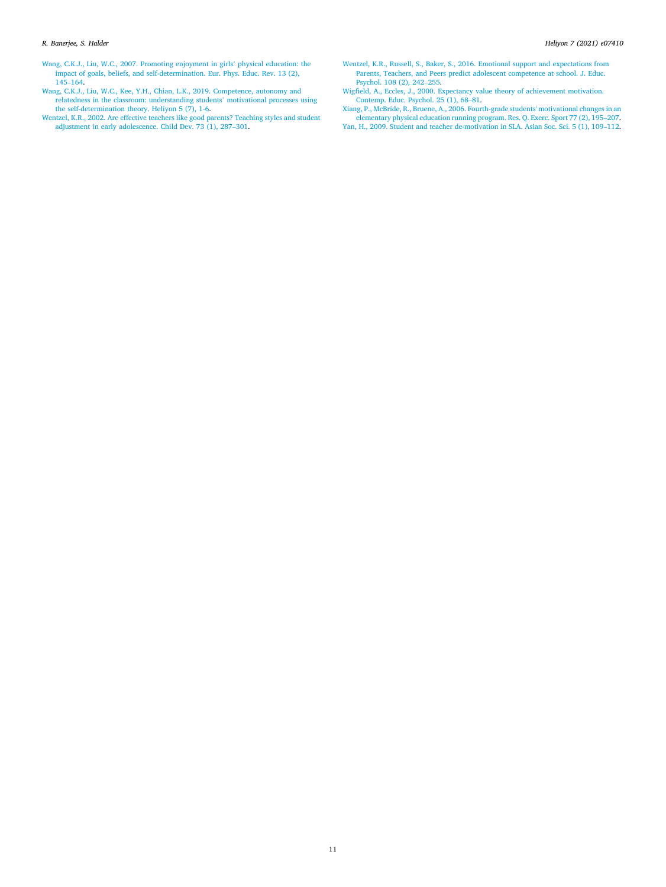Wang, C.K.J., Liu, W.C., 2007. Promoting enjoyment in girls' physical education: the impact of goals, beliefs, and self-determination. Eur. Phys. Educ. Rev. 13 (2), 145–164.

Wang, C.K.J., Liu, W.C., Kee, Y.H., Chian, L.K., 2019. Competence, autonomy and relatedness in the classroom: understanding students' motivational processes using the self-determination theory. Heliyon 5 (7), 1-6.

Wentzel, K.R., 2002. Are effective teachers like good parents? Teaching styles and student adjustment in early adolescence. Child Dev. 73 (1), 287–301.

Wentzel, K.R., Russell, S., Baker, S., 2016. Emotional support and expectations from Parents, Teachers, and Peers predict adolescent competence at school. J. Educ. Psychol. 108 (2), 242–255.

Wigfield, A., Eccles, J., 2000. Expectancy value theory of achievement motivation. Contemp. Educ. Psychol. 25 (1), 68–81.

Xiang, P., McBride, R., Bruene, A., 2006. Fourth-grade students' motivational changes in an elementary physical education running program. Res. Q. Exerc. Sport 77 (2), 195–207.

Yan, H., 2009. Student and teacher de-motivation in SLA. Asian Soc. Sci. 5 (1), 109–112.